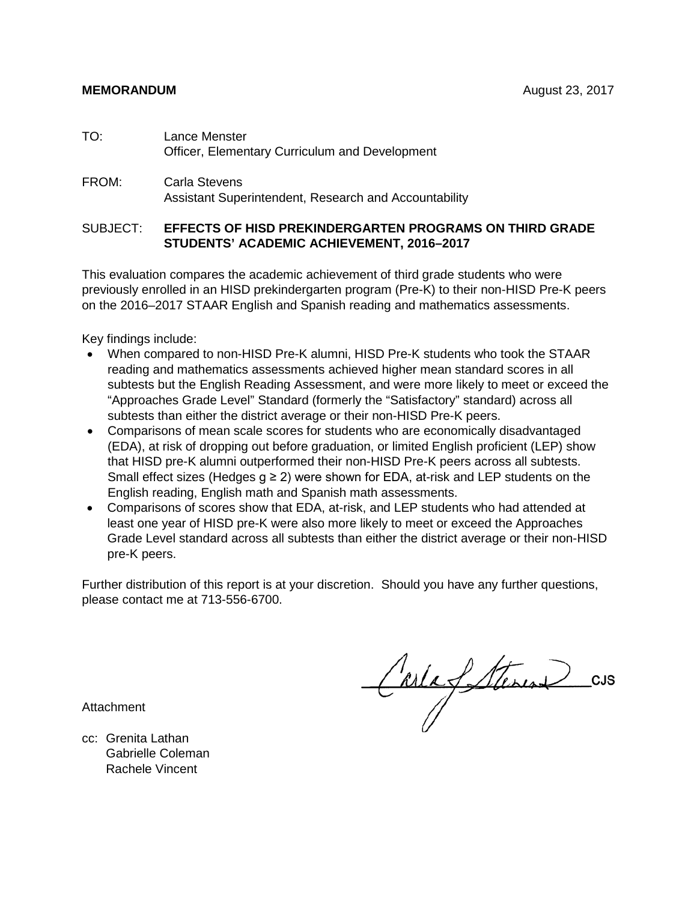**MEMORANDUM** August 23, 2017

TO: Lance Menster
Officer, Elementary Curriculum and Development

FROM: Carla Stevens
Assistant Superintendent, Research and Accountability

SUBJECT: **EFFECTS OF HISD PREKINDERGARTEN PROGRAMS ON THIRD GRADE STUDENTS' ACADEMIC ACHIEVEMENT, 2016–2017**

This evaluation compares the academic achievement of third grade students who were previously enrolled in an HISD prekindergarten program (Pre-K) to their non-HISD Pre-K peers on the 2016–2017 STAAR English and Spanish reading and mathematics assessments.

Key findings include:

- When compared to non-HISD Pre-K alumni, HISD Pre-K students who took the STAAR reading and mathematics assessments achieved higher mean standard scores in all subtests but the English Reading Assessment, and were more likely to meet or exceed the "Approaches Grade Level" Standard (formerly the "Satisfactory" standard) across all subtests than either the district average or their non-HISD Pre-K peers.
- Comparisons of mean scale scores for students who are economically disadvantaged (EDA), at risk of dropping out before graduation, or limited English proficient (LEP) show that HISD pre-K alumni outperformed their non-HISD Pre-K peers across all subtests. Small effect sizes (Hedges $g \geq 2$) were shown for EDA, at-risk and LEP students on the English reading, English math and Spanish math assessments.
- Comparisons of scores show that EDA, at-risk, and LEP students who had attended at least one year of HISD pre-K were also more likely to meet or exceed the Approaches Grade Level standard across all subtests than either the district average or their non-HISD pre-K peers.

Further distribution of this report is at your discretion. Should you have any further questions, please contact me at 713-556-6700.

CJS

Attachment

cc: Grenita Lathan
Gabrielle Coleman
Rachele Vincent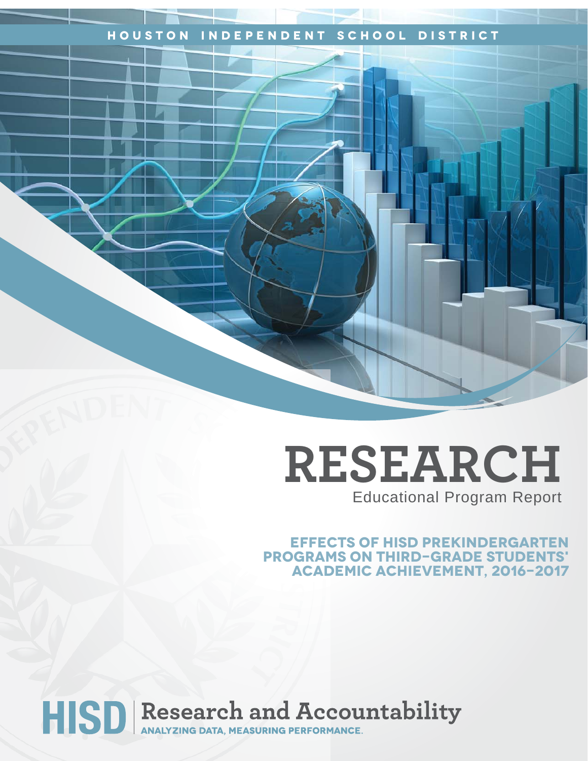HOUSTON INDEPENDENT SCHOOL DISTRICT

# RESEARCH

Educational Program Report

## EFFECTS OF HISD PREKINDERGARTEN PROGRAMS ON THIRD-GRADE STUDENTS' ACADEMIC ACHIEVEMENT, 2016–2017

HISD | Research and Accountability

ANALYZING DATA, MEASURING PERFORMANCE.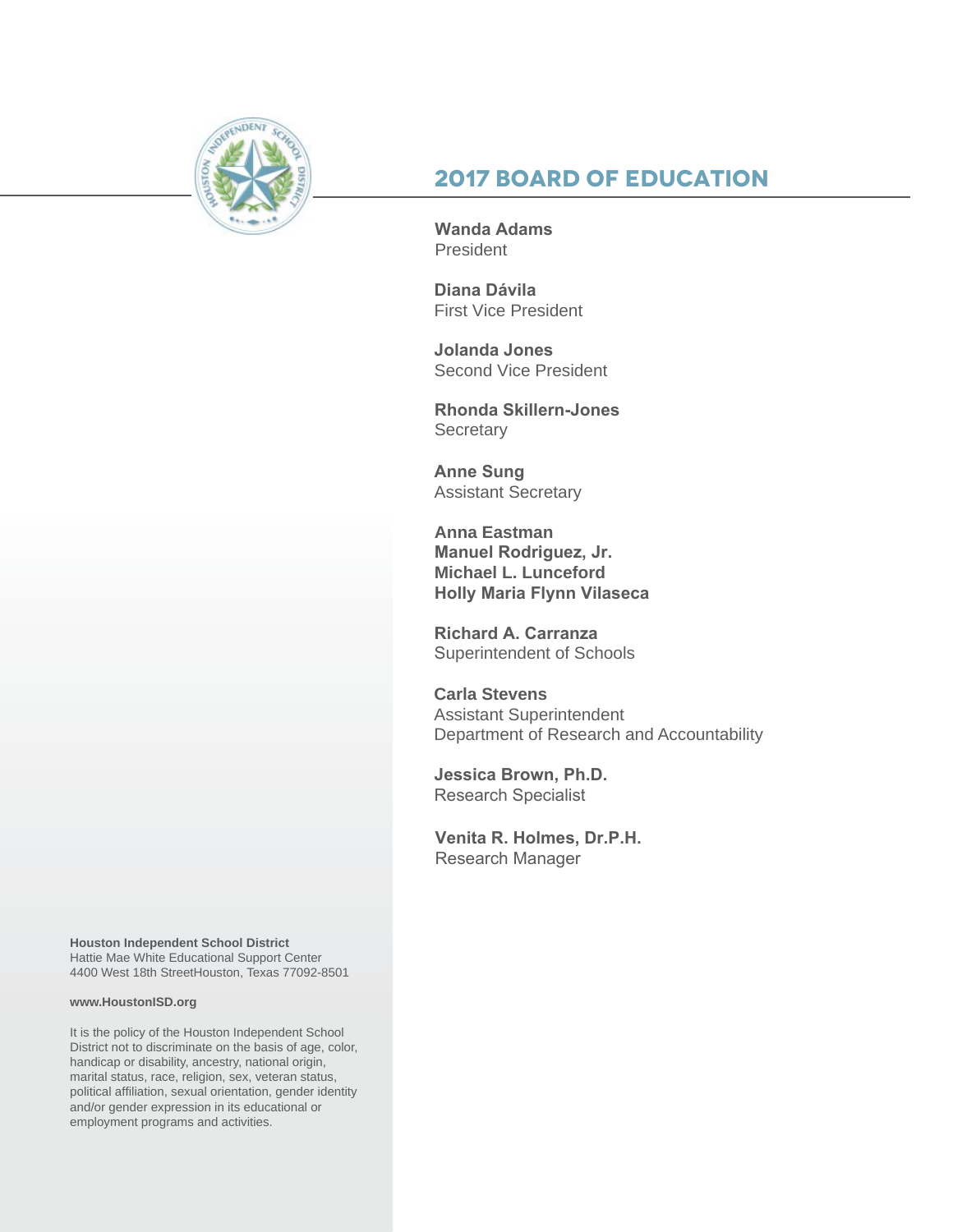## 2017 BOARD OF EDUCATION

**Wanda Adams**
President

**Diana Dávila**
First Vice President

**Jolanda Jones**
Second Vice President

**Rhonda Skillern-Jones**
Secretary

**Anne Sung**
Assistant Secretary

**Anna Eastman**
**Manuel Rodriguez, Jr.**
**Michael L. Lunceford**
**Holly Maria Flynn Vilaseca**

**Richard A. Carranza**
Superintendent of Schools

**Carla Stevens**
Assistant Superintendent
Department of Research and Accountability

**Jessica Brown, Ph.D.**
Research Specialist

**Venita R. Holmes, Dr.P.H.**
Research Manager

**Houston Independent School District**
Hattie Mae White Educational Support Center
4400 West 18th StreetHouston, Texas 77092-8501

**www.HoustonISD.org**

It is the policy of the Houston Independent School District not to discriminate on the basis of age, color, handicap or disability, ancestry, national origin, marital status, race, religion, sex, veteran status, political affiliation, sexual orientation, gender identity and/or gender expression in its educational or employment programs and activities.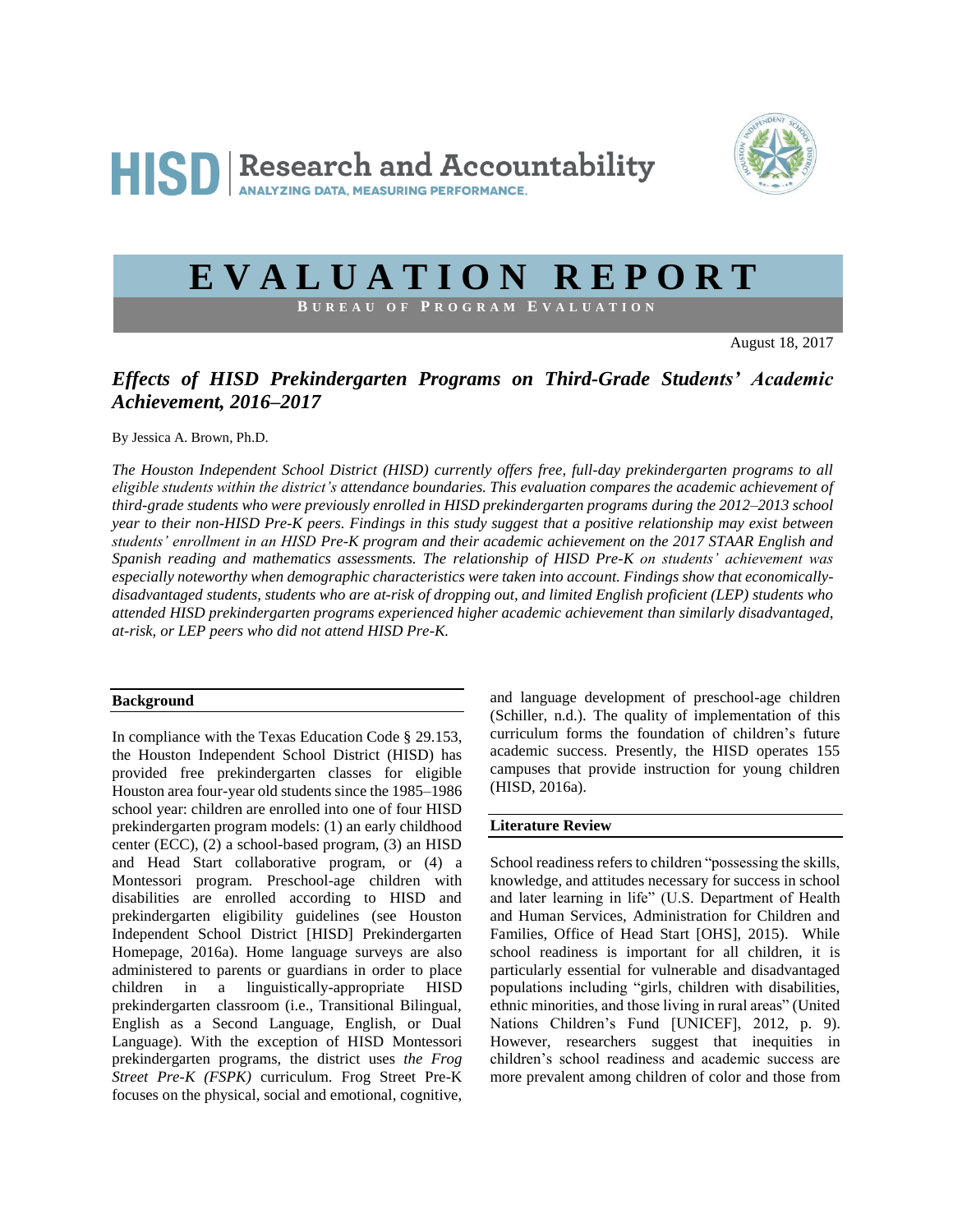HISD | Research and Accountability
ANALYZING DATA, MEASURING PERFORMANCE.

# EVALUATION REPORT

**BUREAU OF PROGRAM EVALUATION**

August 18, 2017

## *Effects of HISD Prekindergarten Programs on Third-Grade Students' Academic Achievement, 2016–2017*

By Jessica A. Brown, Ph.D.

*The Houston Independent School District (HISD) currently offers free, full-day prekindergarten programs to all eligible students within the district's attendance boundaries. This evaluation compares the academic achievement of third-grade students who were previously enrolled in HISD prekindergarten programs during the 2012–2013 school year to their non-HISD Pre-K peers. Findings in this study suggest that a positive relationship may exist between students' enrollment in an HISD Pre-K program and their academic achievement on the 2017 STAAR English and Spanish reading and mathematics assessments. The relationship of HISD Pre-K on students' achievement was especially noteworthy when demographic characteristics were taken into account. Findings show that economically-disadvantaged students, students who are at-risk of dropping out, and limited English proficient (LEP) students who attended HISD prekindergarten programs experienced higher academic achievement than similarly disadvantaged, at-risk, or LEP peers who did not attend HISD Pre-K.*

### Background

In compliance with the Texas Education Code § 29.153, the Houston Independent School District (HISD) has provided free prekindergarten classes for eligible Houston area four-year old students since the 1985–1986 school year: children are enrolled into one of four HISD prekindergarten program models: (1) an early childhood center (ECC), (2) a school-based program, (3) an HISD and Head Start collaborative program, or (4) a Montessori program. Preschool-age children with disabilities are enrolled according to HISD and prekindergarten eligibility guidelines (see Houston Independent School District [HISD] Prekindergarten Homepage, 2016a). Home language surveys are also administered to parents or guardians in order to place children in a linguistically-appropriate HISD prekindergarten classroom (i.e., Transitional Bilingual, English as a Second Language, English, or Dual Language). With the exception of HISD Montessori prekindergarten programs, the district uses *the Frog Street Pre-K (FSPK)* curriculum. Frog Street Pre-K focuses on the physical, social and emotional, cognitive, and language development of preschool-age children (Schiller, n.d.). The quality of implementation of this curriculum forms the foundation of children's future academic success. Presently, the HISD operates 155 campuses that provide instruction for young children (HISD, 2016a).

### Literature Review

School readiness refers to children "possessing the skills, knowledge, and attitudes necessary for success in school and later learning in life" (U.S. Department of Health and Human Services, Administration for Children and Families, Office of Head Start [OHS], 2015). While school readiness is important for all children, it is particularly essential for vulnerable and disadvantaged populations including "girls, children with disabilities, ethnic minorities, and those living in rural areas" (United Nations Children's Fund [UNICEF], 2012, p. 9). However, researchers suggest that inequities in children's school readiness and academic success are more prevalent among children of color and those from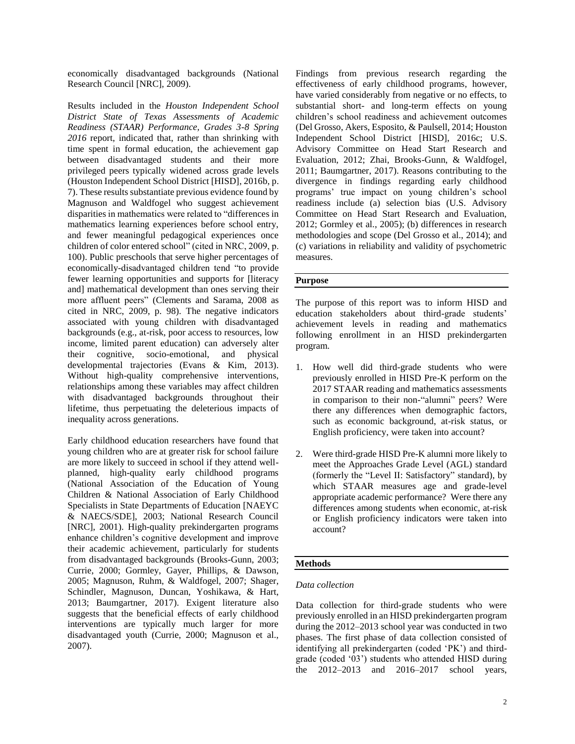economically disadvantaged backgrounds (National Research Council [NRC], 2009).

Results included in the *Houston Independent School District State of Texas Assessments of Academic Readiness (STAAR) Performance, Grades 3-8 Spring 2016* report, indicated that, rather than shrinking with time spent in formal education, the achievement gap between disadvantaged students and their more privileged peers typically widened across grade levels (Houston Independent School District [HISD], 2016b, p. 7). These results substantiate previous evidence found by Magnuson and Waldfogel who suggest achievement disparities in mathematics were related to "differences in mathematics learning experiences before school entry, and fewer meaningful pedagogical experiences once children of color entered school" (cited in NRC, 2009, p. 100). Public preschools that serve higher percentages of economically-disadvantaged children tend "to provide fewer learning opportunities and supports for [literacy and] mathematical development than ones serving their more affluent peers" (Clements and Sarama, 2008 as cited in NRC, 2009, p. 98). The negative indicators associated with young children with disadvantaged backgrounds (e.g., at-risk, poor access to resources, low income, limited parent education) can adversely alter their cognitive, socio-emotional, and physical developmental trajectories (Evans & Kim, 2013). Without high-quality comprehensive interventions, relationships among these variables may affect children with disadvantaged backgrounds throughout their lifetime, thus perpetuating the deleterious impacts of inequality across generations.

Early childhood education researchers have found that young children who are at greater risk for school failure are more likely to succeed in school if they attend well-planned, high-quality early childhood programs (National Association of the Education of Young Children & National Association of Early Childhood Specialists in State Departments of Education [NAEYC & NAECS/SDE], 2003; National Research Council [NRC], 2001). High-quality prekindergarten programs enhance children's cognitive development and improve their academic achievement, particularly for students from disadvantaged backgrounds (Brooks-Gunn, 2003; Currie, 2000; Gormley, Gayer, Phillips, & Dawson, 2005; Magnuson, Ruhm, & Waldfogel, 2007; Shager, Schindler, Magnuson, Duncan, Yoshikawa, & Hart, 2013; Baumgartner, 2017). Exigent literature also suggests that the beneficial effects of early childhood interventions are typically much larger for more disadvantaged youth (Currie, 2000; Magnuson et al., 2007).

Findings from previous research regarding the effectiveness of early childhood programs, however, have varied considerably from negative or no effects, to substantial short- and long-term effects on young children's school readiness and achievement outcomes (Del Grosso, Akers, Esposito, & Paulsell, 2014; Houston Independent School District [HISD], 2016c; U.S. Advisory Committee on Head Start Research and Evaluation, 2012; Zhai, Brooks-Gunn, & Waldfogel, 2011; Baumgartner, 2017). Reasons contributing to the divergence in findings regarding early childhood programs' true impact on young children's school readiness include (a) selection bias (U.S. Advisory Committee on Head Start Research and Evaluation, 2012; Gormley et al., 2005); (b) differences in research methodologies and scope (Del Grosso et al., 2014); and (c) variations in reliability and validity of psychometric measures.

## Purpose

The purpose of this report was to inform HISD and education stakeholders about third-grade students' achievement levels in reading and mathematics following enrollment in an HISD prekindergarten program.

1. How well did third-grade students who were previously enrolled in HISD Pre-K perform on the 2017 STAAR reading and mathematics assessments in comparison to their non-"alumni" peers? Were there any differences when demographic factors, such as economic background, at-risk status, or English proficiency, were taken into account?
2. Were third-grade HISD Pre-K alumni more likely to meet the Approaches Grade Level (AGL) standard (formerly the "Level II: Satisfactory" standard), by which STAAR measures age and grade-level appropriate academic performance? Were there any differences among students when economic, at-risk or English proficiency indicators were taken into account?

## Methods

### *Data collection*

Data collection for third-grade students who were previously enrolled in an HISD prekindergarten program during the 2012–2013 school year was conducted in two phases. The first phase of data collection consisted of identifying all prekindergarten (coded 'PK') and third-grade (coded '03') students who attended HISD during the 2012–2013 and 2016–2017 school years,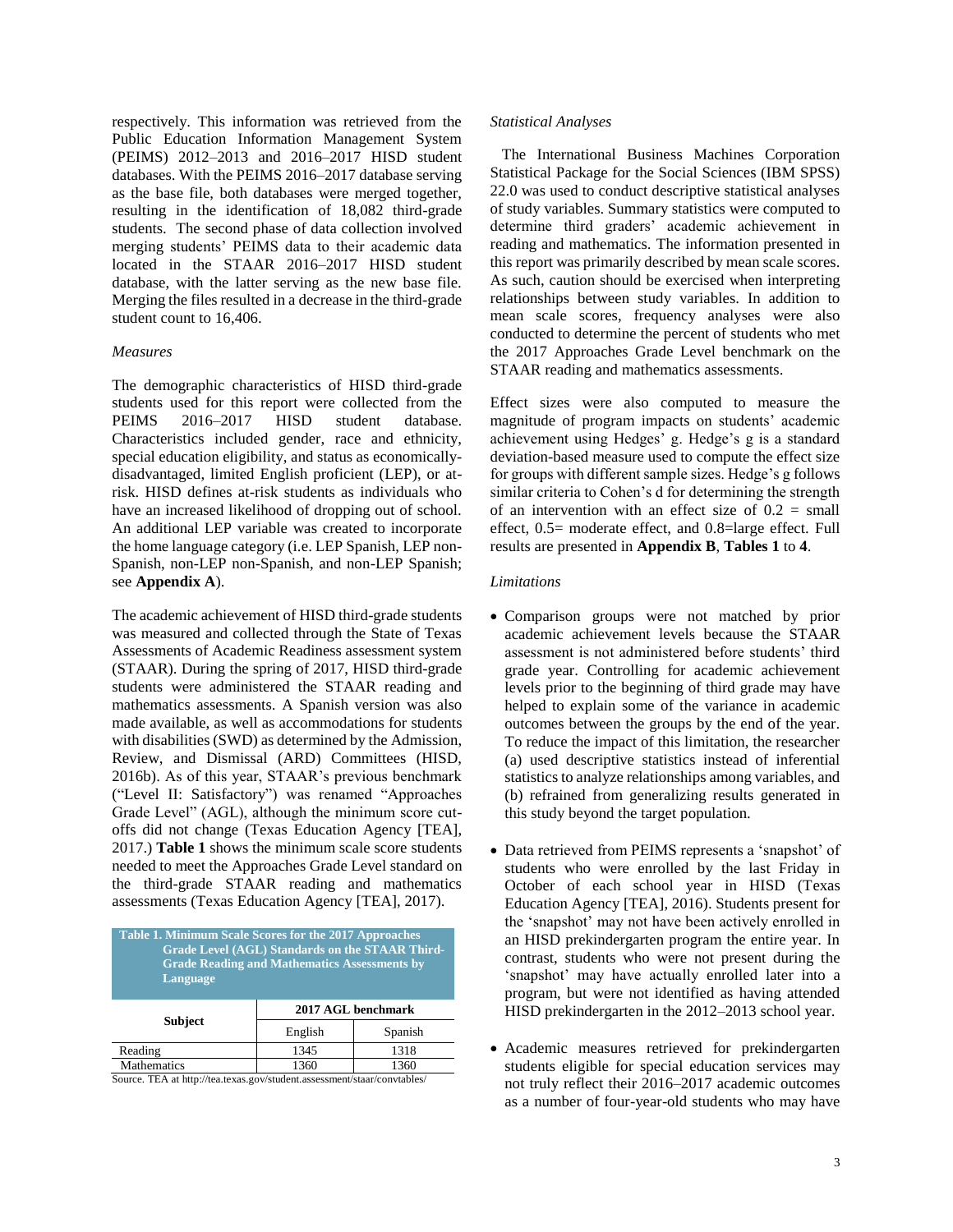respectively. This information was retrieved from the Public Education Information Management System (PEIMS) 2012–2013 and 2016–2017 HISD student databases. With the PEIMS 2016–2017 database serving as the base file, both databases were merged together, resulting in the identification of 18,082 third-grade students. The second phase of data collection involved merging students' PEIMS data to their academic data located in the STAAR 2016–2017 HISD student database, with the latter serving as the new base file. Merging the files resulted in a decrease in the third-grade student count to 16,406.

*Measures*

The demographic characteristics of HISD third-grade students used for this report were collected from the PEIMS 2016–2017 HISD student database. Characteristics included gender, race and ethnicity, special education eligibility, and status as economically-disadvantaged, limited English proficient (LEP), or at-risk. HISD defines at-risk students as individuals who have an increased likelihood of dropping out of school. An additional LEP variable was created to incorporate the home language category (i.e. LEP Spanish, LEP non-Spanish, non-LEP non-Spanish, and non-LEP Spanish; see **Appendix A**).

The academic achievement of HISD third-grade students was measured and collected through the State of Texas Assessments of Academic Readiness assessment system (STAAR). During the spring of 2017, HISD third-grade students were administered the STAAR reading and mathematics assessments. A Spanish version was also made available, as well as accommodations for students with disabilities (SWD) as determined by the Admission, Review, and Dismissal (ARD) Committees (HISD, 2016b). As of this year, STAAR's previous benchmark ("Level II: Satisfactory") was renamed "Approaches Grade Level" (AGL), although the minimum score cut-offs did not change (Texas Education Agency [TEA], 2017.) **Table 1** shows the minimum scale score students needed to meet the Approaches Grade Level standard on the third-grade STAAR reading and mathematics assessments (Texas Education Agency [TEA], 2017).

**Table 1. Minimum Scale Scores for the 2017 Approaches Grade Level (AGL) Standards on the STAAR Third-Grade Reading and Mathematics Assessments by Language**

| Subject | 2017 AGL benchmark | |
|---|---|---|
| | English | Spanish |
| Reading | 1345 | 1318 |
| Mathematics | 1360 | 1360 |

Source. TEA at http://tea.texas.gov/student.assessment/staar/convtables/

*Statistical Analyses*

The International Business Machines Corporation Statistical Package for the Social Sciences (IBM SPSS) 22.0 was used to conduct descriptive statistical analyses of study variables. Summary statistics were computed to determine third graders' academic achievement in reading and mathematics. The information presented in this report was primarily described by mean scale scores. As such, caution should be exercised when interpreting relationships between study variables. In addition to mean scale scores, frequency analyses were also conducted to determine the percent of students who met the 2017 Approaches Grade Level benchmark on the STAAR reading and mathematics assessments.

Effect sizes were also computed to measure the magnitude of program impacts on students' academic achievement using Hedges' g. Hedge's g is a standard deviation-based measure used to compute the effect size for groups with different sample sizes. Hedge's g follows similar criteria to Cohen's d for determining the strength of an intervention with an effect size of 0.2 = small effect, 0.5= moderate effect, and 0.8=large effect. Full results are presented in **Appendix B**, **Tables 1** to **4**.

*Limitations*

- Comparison groups were not matched by prior academic achievement levels because the STAAR assessment is not administered before students' third grade year. Controlling for academic achievement levels prior to the beginning of third grade may have helped to explain some of the variance in academic outcomes between the groups by the end of the year. To reduce the impact of this limitation, the researcher (a) used descriptive statistics instead of inferential statistics to analyze relationships among variables, and (b) refrained from generalizing results generated in this study beyond the target population.

- Data retrieved from PEIMS represents a 'snapshot' of students who were enrolled by the last Friday in October of each school year in HISD (Texas Education Agency [TEA], 2016). Students present for the 'snapshot' may not have been actively enrolled in an HISD prekindergarten program the entire year. In contrast, students who were not present during the 'snapshot' may have actually enrolled later into a program, but were not identified as having attended HISD prekindergarten in the 2012–2013 school year.

- Academic measures retrieved for prekindergarten students eligible for special education services may not truly reflect their 2016–2017 academic outcomes as a number of four-year-old students who may have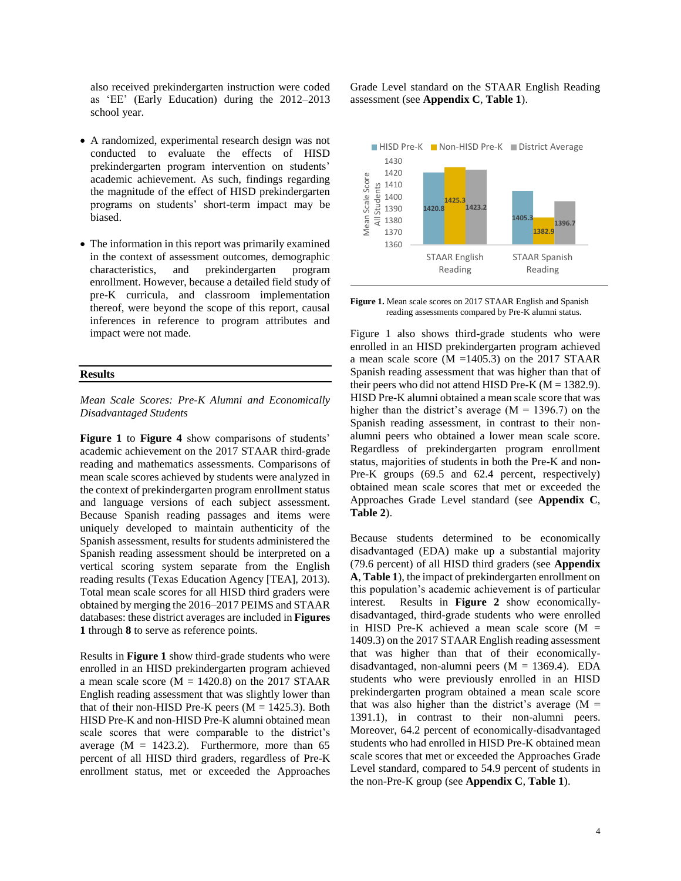also received prekindergarten instruction were coded as 'EE' (Early Education) during the 2012–2013 school year.

- A randomized, experimental research design was not conducted to evaluate the effects of HISD prekindergarten program intervention on students' academic achievement. As such, findings regarding the magnitude of the effect of HISD prekindergarten programs on students' short-term impact may be biased.

- The information in this report was primarily examined in the context of assessment outcomes, demographic characteristics, and prekindergarten program enrollment. However, because a detailed field study of pre-K curricula, and classroom implementation thereof, were beyond the scope of this report, causal inferences in reference to program attributes and impact were not made.

## Results

*Mean Scale Scores: Pre-K Alumni and Economically Disadvantaged Students*

**Figure 1** to **Figure 4** show comparisons of students' academic achievement on the 2017 STAAR third-grade reading and mathematics assessments. Comparisons of mean scale scores achieved by students were analyzed in the context of prekindergarten program enrollment status and language versions of each subject assessment. Because Spanish reading passages and items were uniquely developed to maintain authenticity of the Spanish assessment, results for students administered the Spanish reading assessment should be interpreted on a vertical scoring system separate from the English reading results (Texas Education Agency [TEA], 2013). Total mean scale scores for all HISD third graders were obtained by merging the 2016–2017 PEIMS and STAAR databases: these district averages are included in **Figures 1** through **8** to serve as reference points.

Results in **Figure 1** show third-grade students who were enrolled in an HISD prekindergarten program achieved a mean scale score (M = 1420.8) on the 2017 STAAR English reading assessment that was slightly lower than that of their non-HISD Pre-K peers (M = 1425.3). Both HISD Pre-K and non-HISD Pre-K alumni obtained mean scale scores that were comparable to the district's average (M = 1423.2). Furthermore, more than 65 percent of all HISD third graders, regardless of Pre-K enrollment status, met or exceeded the Approaches Grade Level standard on the STAAR English Reading assessment (see **Appendix C**, **Table 1**).

| | HISD Pre-K | Non-HISD Pre-K | District Average |
|---|---|---|---|
| STAAR English Reading | 1420.8 | 1425.3 | 1423.2 |
| STAAR Spanish Reading | 1405.3 | 1382.9 | 1396.7 |

**Figure 1.** Mean scale scores on 2017 STAAR English and Spanish reading assessments compared by Pre-K alumni status.

Figure 1 also shows third-grade students who were enrolled in an HISD prekindergarten program achieved a mean scale score (M =1405.3) on the 2017 STAAR Spanish reading assessment that was higher than that of their peers who did not attend HISD Pre-K (M = 1382.9). HISD Pre-K alumni obtained a mean scale score that was higher than the district's average (M = 1396.7) on the Spanish reading assessment, in contrast to their non-alumni peers who obtained a lower mean scale score. Regardless of prekindergarten program enrollment status, majorities of students in both the Pre-K and non-Pre-K groups (69.5 and 62.4 percent, respectively) obtained mean scale scores that met or exceeded the Approaches Grade Level standard (see **Appendix C**, **Table 2**).

Because students determined to be economically disadvantaged (EDA) make up a substantial majority (79.6 percent) of all HISD third graders (see **Appendix A**, **Table 1**), the impact of prekindergarten enrollment on this population's academic achievement is of particular interest. Results in **Figure 2** show economically-disadvantaged, third-grade students who were enrolled in HISD Pre-K achieved a mean scale score (M = 1409.3) on the 2017 STAAR English reading assessment that was higher than that of their economically-disadvantaged, non-alumni peers (M = 1369.4). EDA students who were previously enrolled in an HISD prekindergarten program obtained a mean scale score that was also higher than the district's average (M = 1391.1), in contrast to their non-alumni peers. Moreover, 64.2 percent of economically-disadvantaged students who had enrolled in HISD Pre-K obtained mean scale scores that met or exceeded the Approaches Grade Level standard, compared to 54.9 percent of students in the non-Pre-K group (see **Appendix C**, **Table 1**).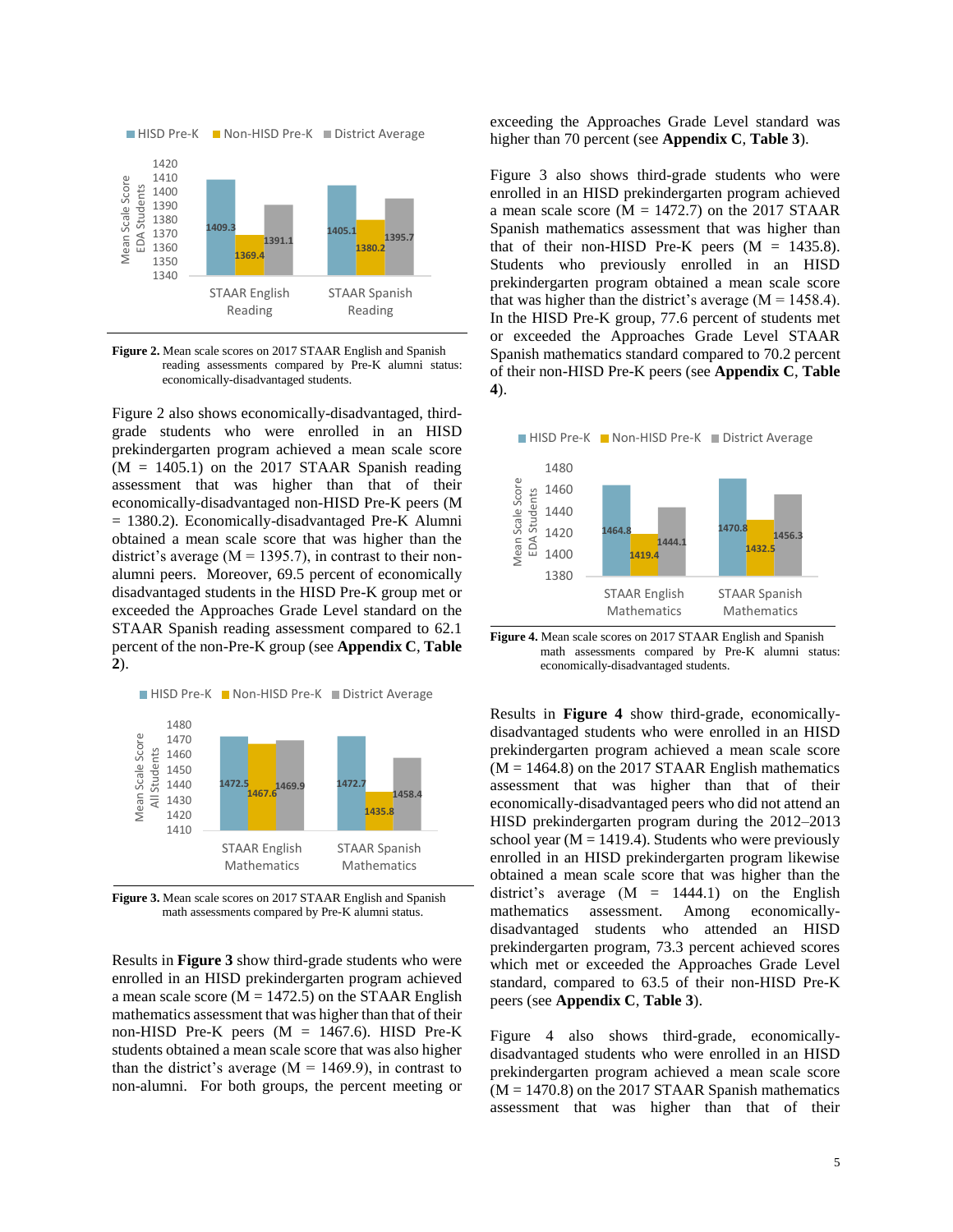Figure 2. Mean scale scores on 2017 STAAR English and Spanish reading assessments compared by Pre-K alumni status: economically-disadvantaged students.

Figure 2 also shows economically-disadvantaged, third-grade students who were enrolled in an HISD prekindergarten program achieved a mean scale score (M = 1405.1) on the 2017 STAAR Spanish reading assessment that was higher than that of their economically-disadvantaged non-HISD Pre-K peers (M = 1380.2). Economically-disadvantaged Pre-K Alumni obtained a mean scale score that was higher than the district's average (M = 1395.7), in contrast to their non-alumni peers. Moreover, 69.5 percent of economically disadvantaged students in the HISD Pre-K group met or exceeded the Approaches Grade Level standard on the STAAR Spanish reading assessment compared to 62.1 percent of the non-Pre-K group (see **Appendix C**, **Table 2**).

Figure 3. Mean scale scores on 2017 STAAR English and Spanish math assessments compared by Pre-K alumni status.

Results in **Figure 3** show third-grade students who were enrolled in an HISD prekindergarten program achieved a mean scale score (M = 1472.5) on the STAAR English mathematics assessment that was higher than that of their non-HISD Pre-K peers (M = 1467.6). HISD Pre-K students obtained a mean scale score that was also higher than the district's average (M = 1469.9), in contrast to non-alumni. For both groups, the percent meeting or exceeding the Approaches Grade Level standard was higher than 70 percent (see **Appendix C**, **Table 3**).

Figure 3 also shows third-grade students who were enrolled in an HISD prekindergarten program achieved a mean scale score (M = 1472.7) on the 2017 STAAR Spanish mathematics assessment that was higher than that of their non-HISD Pre-K peers (M = 1435.8). Students who previously enrolled in an HISD prekindergarten program obtained a mean scale score that was higher than the district's average (M = 1458.4). In the HISD Pre-K group, 77.6 percent of students met or exceeded the Approaches Grade Level STAAR Spanish mathematics standard compared to 70.2 percent of their non-HISD Pre-K peers (see **Appendix C**, **Table 4**).

Figure 4. Mean scale scores on 2017 STAAR English and Spanish math assessments compared by Pre-K alumni status: economically-disadvantaged students.

Results in **Figure 4** show third-grade, economically-disadvantaged students who were enrolled in an HISD prekindergarten program achieved a mean scale score (M = 1464.8) on the 2017 STAAR English mathematics assessment that was higher than that of their economically-disadvantaged peers who did not attend an HISD prekindergarten program during the 2012–2013 school year (M = 1419.4). Students who were previously enrolled in an HISD prekindergarten program likewise obtained a mean scale score that was higher than the district's average (M = 1444.1) on the English mathematics assessment. Among economically-disadvantaged students who attended an HISD prekindergarten program, 73.3 percent achieved scores which met or exceeded the Approaches Grade Level standard, compared to 63.5 of their non-HISD Pre-K peers (see **Appendix C**, **Table 3**).

Figure 4 also shows third-grade, economically-disadvantaged students who were enrolled in an HISD prekindergarten program achieved a mean scale score (M = 1470.8) on the 2017 STAAR Spanish mathematics assessment that was higher than that of their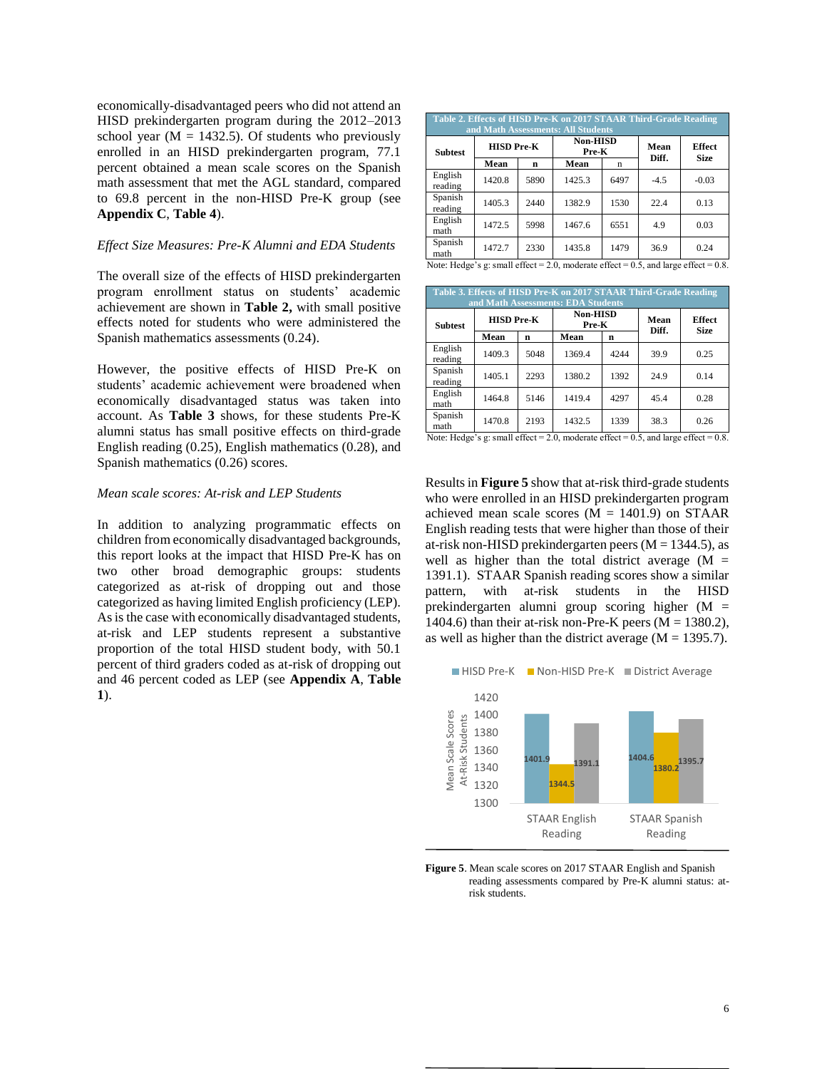economically-disadvantaged peers who did not attend an HISD prekindergarten program during the 2012–2013 school year (M = 1432.5). Of students who previously enrolled in an HISD prekindergarten program, 77.1 percent obtained a mean scale scores on the Spanish math assessment that met the AGL standard, compared to 69.8 percent in the non-HISD Pre-K group (see **Appendix C**, **Table 4**).

*Effect Size Measures: Pre-K Alumni and EDA Students*

The overall size of the effects of HISD prekindergarten program enrollment status on students' academic achievement are shown in **Table 2,** with small positive effects noted for students who were administered the Spanish mathematics assessments (0.24).

However, the positive effects of HISD Pre-K on students' academic achievement were broadened when economically disadvantaged status was taken into account. As **Table 3** shows, for these students Pre-K alumni status has small positive effects on third-grade English reading (0.25), English mathematics (0.28), and Spanish mathematics (0.26) scores.

*Mean scale scores: At-risk and LEP Students*

In addition to analyzing programmatic effects on children from economically disadvantaged backgrounds, this report looks at the impact that HISD Pre-K has on two other broad demographic groups: students categorized as at-risk of dropping out and those categorized as having limited English proficiency (LEP). As is the case with economically disadvantaged students, at-risk and LEP students represent a substantive proportion of the total HISD student body, with 50.1 percent of third graders coded as at-risk of dropping out and 46 percent coded as LEP (see **Appendix A**, **Table 1**).

**Table 2. Effects of HISD Pre-K on 2017 STAAR Third-Grade Reading and Math Assessments: All Students**

| Subtest | HISD Pre-K | | Non-HISD Pre-K | | Mean Diff. | Effect Size |
|---|---|---|---|---|---|---|
| | Mean | n | Mean | n | | |
| English reading | 1420.8 | 5890 | 1425.3 | 6497 | -4.5 | -0.03 |
| Spanish reading | 1405.3 | 2440 | 1382.9 | 1530 | 22.4 | 0.13 |
| English math | 1472.5 | 5998 | 1467.6 | 6551 | 4.9 | 0.03 |
| Spanish math | 1472.7 | 2330 | 1435.8 | 1479 | 36.9 | 0.24 |

Note: Hedge's g: small effect = 2.0, moderate effect = 0.5, and large effect = 0.8.

**Table 3. Effects of HISD Pre-K on 2017 STAAR Third-Grade Reading and Math Assessments: EDA Students**

| Subtest | HISD Pre-K | | Non-HISD Pre-K | | Mean Diff. | Effect Size |
|---|---|---|---|---|---|---|
| | Mean | n | Mean | n | | |
| English reading | 1409.3 | 5048 | 1369.4 | 4244 | 39.9 | 0.25 |
| Spanish reading | 1405.1 | 2293 | 1380.2 | 1392 | 24.9 | 0.14 |
| English math | 1464.8 | 5146 | 1419.4 | 4297 | 45.4 | 0.28 |
| Spanish math | 1470.8 | 2193 | 1432.5 | 1339 | 38.3 | 0.26 |

Note: Hedge's g: small effect = 2.0, moderate effect = 0.5, and large effect = 0.8.

Results in **Figure 5** show that at-risk third-grade students who were enrolled in an HISD prekindergarten program achieved mean scale scores (M = 1401.9) on STAAR English reading tests that were higher than those of their at-risk non-HISD prekindergarten peers (M = 1344.5), as well as higher than the total district average (M = 1391.1). STAAR Spanish reading scores show a similar pattern, with at-risk students in the HISD prekindergarten alumni group scoring higher (M = 1404.6) than their at-risk non-Pre-K peers (M = 1380.2), as well as higher than the district average (M = 1395.7).

**Figure 5**. Mean scale scores on 2017 STAAR English and Spanish reading assessments compared by Pre-K alumni status: at-risk students.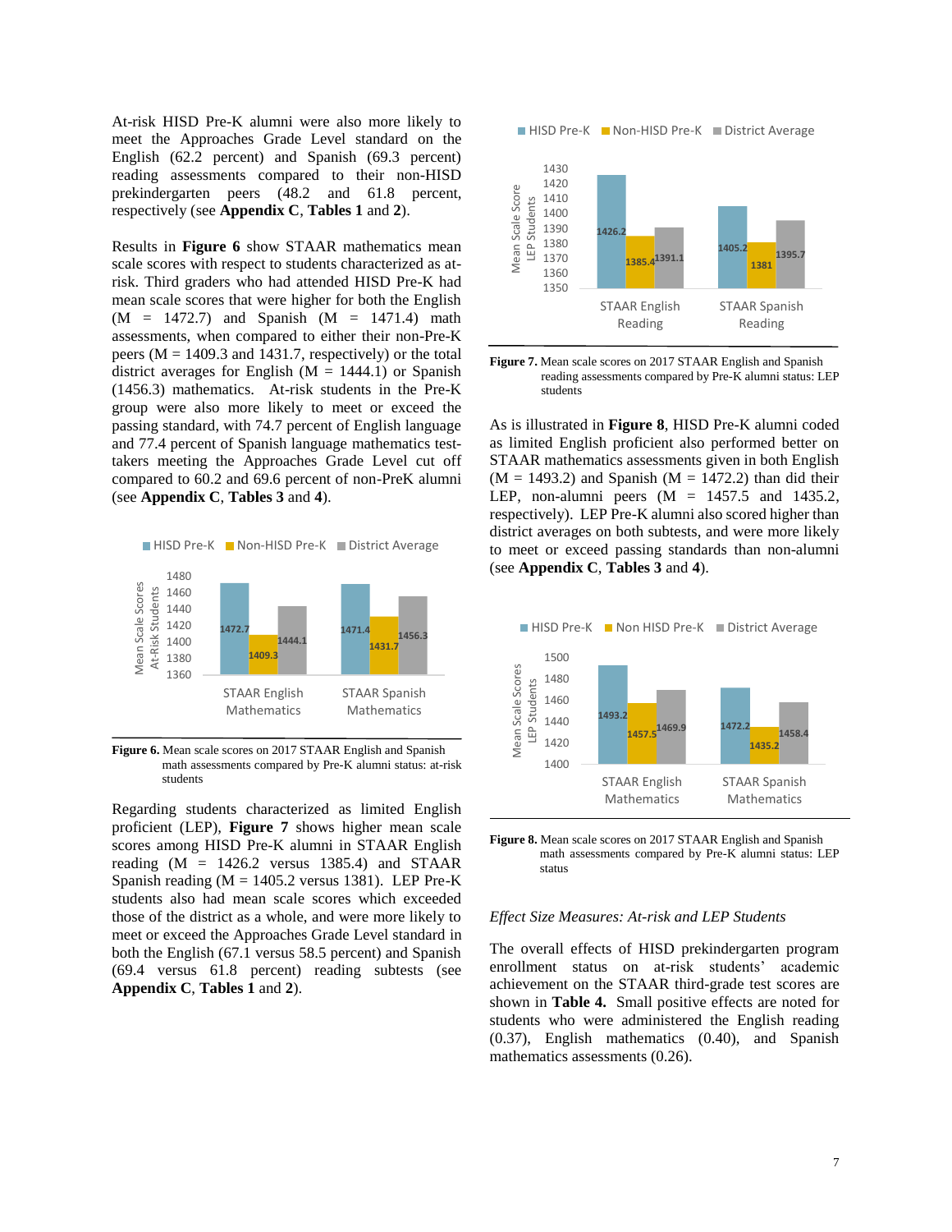At-risk HISD Pre-K alumni were also more likely to meet the Approaches Grade Level standard on the English (62.2 percent) and Spanish (69.3 percent) reading assessments compared to their non-HISD prekindergarten peers (48.2 and 61.8 percent, respectively) (see **Appendix C**, **Tables 1** and **2**).

Results in **Figure 6** show STAAR mathematics mean scale scores with respect to students characterized as at-risk. Third graders who had attended HISD Pre-K had mean scale scores that were higher for both the English (M = 1472.7) and Spanish (M = 1471.4) math assessments, when compared to either their non-Pre-K peers (M = 1409.3 and 1431.7, respectively) or the total district averages for English (M = 1444.1) or Spanish (1456.3) mathematics. At-risk students in the Pre-K group were also more likely to meet or exceed the passing standard, with 74.7 percent of English language and 77.4 percent of Spanish language mathematics test-takers meeting the Approaches Grade Level cut off compared to 60.2 and 69.6 percent of non-PreK alumni (see **Appendix C**, **Tables 3** and **4**).

**Figure 6.** Mean scale scores on 2017 STAAR English and Spanish math assessments compared by Pre-K alumni status: at-risk students

Regarding students characterized as limited English proficient (LEP), **Figure 7** shows higher mean scale scores among HISD Pre-K alumni in STAAR English reading (M = 1426.2 versus 1385.4) and STAAR Spanish reading (M = 1405.2 versus 1381). LEP Pre-K students also had mean scale scores which exceeded those of the district as a whole, and were more likely to meet or exceed the Approaches Grade Level standard in both the English (67.1 versus 58.5 percent) and Spanish (69.4 versus 61.8 percent) reading subtests (see **Appendix C**, **Tables 1** and **2**).

**Figure 7.** Mean scale scores on 2017 STAAR English and Spanish reading assessments compared by Pre-K alumni status: LEP students

As is illustrated in **Figure 8**, HISD Pre-K alumni coded as limited English proficient also performed better on STAAR mathematics assessments given in both English (M = 1493.2) and Spanish (M = 1472.2) than did their LEP, non-alumni peers (M = 1457.5 and 1435.2, respectively). LEP Pre-K alumni also scored higher than district averages on both subtests, and were more likely to meet or exceed passing standards than non-alumni (see **Appendix C**, **Tables 3** and **4**).

**Figure 8.** Mean scale scores on 2017 STAAR English and Spanish math assessments compared by Pre-K alumni status: LEP status

*Effect Size Measures: At-risk and LEP Students*

The overall effects of HISD prekindergarten program enrollment status on at-risk students' academic achievement on the STAAR third-grade test scores are shown in **Table 4.** Small positive effects are noted for students who were administered the English reading (0.37), English mathematics (0.40), and Spanish mathematics assessments (0.26).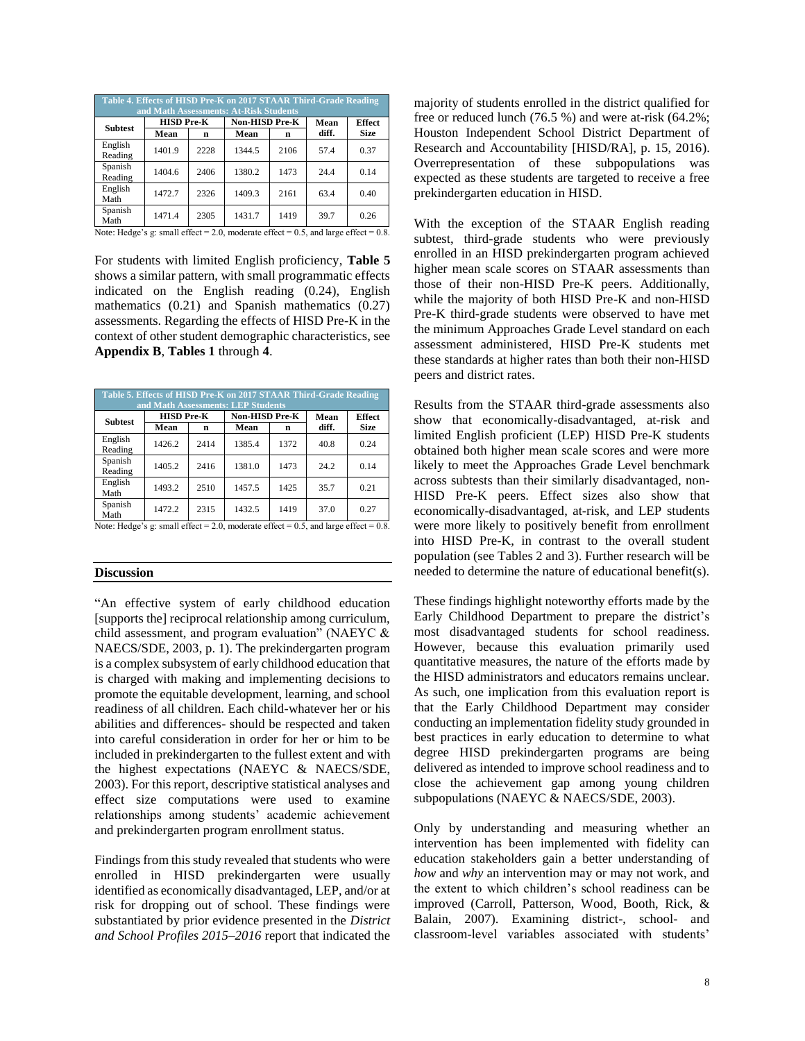**Table 4. Effects of HISD Pre-K on 2017 STAAR Third-Grade Reading and Math Assessments: At-Risk Students**

| Subtest | HISD Pre-K | | Non-HISD Pre-K | | Mean diff. | Effect Size |
|---|---|---|---|---|---|---|
| | Mean | n | Mean | n | | |
| English Reading | 1401.9 | 2228 | 1344.5 | 2106 | 57.4 | 0.37 |
| Spanish Reading | 1404.6 | 2406 | 1380.2 | 1473 | 24.4 | 0.14 |
| English Math | 1472.7 | 2326 | 1409.3 | 2161 | 63.4 | 0.40 |
| Spanish Math | 1471.4 | 2305 | 1431.7 | 1419 | 39.7 | 0.26 |

Note: Hedge's g: small effect = 2.0, moderate effect = 0.5, and large effect = 0.8.

For students with limited English proficiency, **Table 5** shows a similar pattern, with small programmatic effects indicated on the English reading (0.24), English mathematics (0.21) and Spanish mathematics (0.27) assessments. Regarding the effects of HISD Pre-K in the context of other student demographic characteristics, see **Appendix B**, **Tables 1** through **4**.

**Table 5. Effects of HISD Pre-K on 2017 STAAR Third-Grade Reading and Math Assessments: LEP Students**

| Subtest | HISD Pre-K | | Non-HISD Pre-K | | Mean diff. | Effect Size |
|---|---|---|---|---|---|---|
| | Mean | n | Mean | n | | |
| English Reading | 1426.2 | 2414 | 1385.4 | 1372 | 40.8 | 0.24 |
| Spanish Reading | 1405.2 | 2416 | 1381.0 | 1473 | 24.2 | 0.14 |
| English Math | 1493.2 | 2510 | 1457.5 | 1425 | 35.7 | 0.21 |
| Spanish Math | 1472.2 | 2315 | 1432.5 | 1419 | 37.0 | 0.27 |

Note: Hedge's g: small effect = 2.0, moderate effect = 0.5, and large effect = 0.8.

## Discussion

"An effective system of early childhood education [supports the] reciprocal relationship among curriculum, child assessment, and program evaluation" (NAEYC & NAECS/SDE, 2003, p. 1). The prekindergarten program is a complex subsystem of early childhood education that is charged with making and implementing decisions to promote the equitable development, learning, and school readiness of all children. Each child-whatever her or his abilities and differences- should be respected and taken into careful consideration in order for her or him to be included in prekindergarten to the fullest extent and with the highest expectations (NAEYC & NAECS/SDE, 2003). For this report, descriptive statistical analyses and effect size computations were used to examine relationships among students' academic achievement and prekindergarten program enrollment status.

Findings from this study revealed that students who were enrolled in HISD prekindergarten were usually identified as economically disadvantaged, LEP, and/or at risk for dropping out of school. These findings were substantiated by prior evidence presented in the *District and School Profiles 2015–2016* report that indicated the majority of students enrolled in the district qualified for free or reduced lunch (76.5 %) and were at-risk (64.2%; Houston Independent School District Department of Research and Accountability [HISD/RA], p. 15, 2016). Overrepresentation of these subpopulations was expected as these students are targeted to receive a free prekindergarten education in HISD.

With the exception of the STAAR English reading subtest, third-grade students who were previously enrolled in an HISD prekindergarten program achieved higher mean scale scores on STAAR assessments than those of their non-HISD Pre-K peers. Additionally, while the majority of both HISD Pre-K and non-HISD Pre-K third-grade students were observed to have met the minimum Approaches Grade Level standard on each assessment administered, HISD Pre-K students met these standards at higher rates than both their non-HISD peers and district rates.

Results from the STAAR third-grade assessments also show that economically-disadvantaged, at-risk and limited English proficient (LEP) HISD Pre-K students obtained both higher mean scale scores and were more likely to meet the Approaches Grade Level benchmark across subtests than their similarly disadvantaged, non-HISD Pre-K peers. Effect sizes also show that economically-disadvantaged, at-risk, and LEP students were more likely to positively benefit from enrollment into HISD Pre-K, in contrast to the overall student population (see Tables 2 and 3). Further research will be needed to determine the nature of educational benefit(s).

These findings highlight noteworthy efforts made by the Early Childhood Department to prepare the district's most disadvantaged students for school readiness. However, because this evaluation primarily used quantitative measures, the nature of the efforts made by the HISD administrators and educators remains unclear. As such, one implication from this evaluation report is that the Early Childhood Department may consider conducting an implementation fidelity study grounded in best practices in early education to determine to what degree HISD prekindergarten programs are being delivered as intended to improve school readiness and to close the achievement gap among young children subpopulations (NAEYC & NAECS/SDE, 2003).

Only by understanding and measuring whether an intervention has been implemented with fidelity can education stakeholders gain a better understanding of *how* and *why* an intervention may or may not work, and the extent to which children's school readiness can be improved (Carroll, Patterson, Wood, Booth, Rick, & Balain, 2007). Examining district-, school- and classroom-level variables associated with students'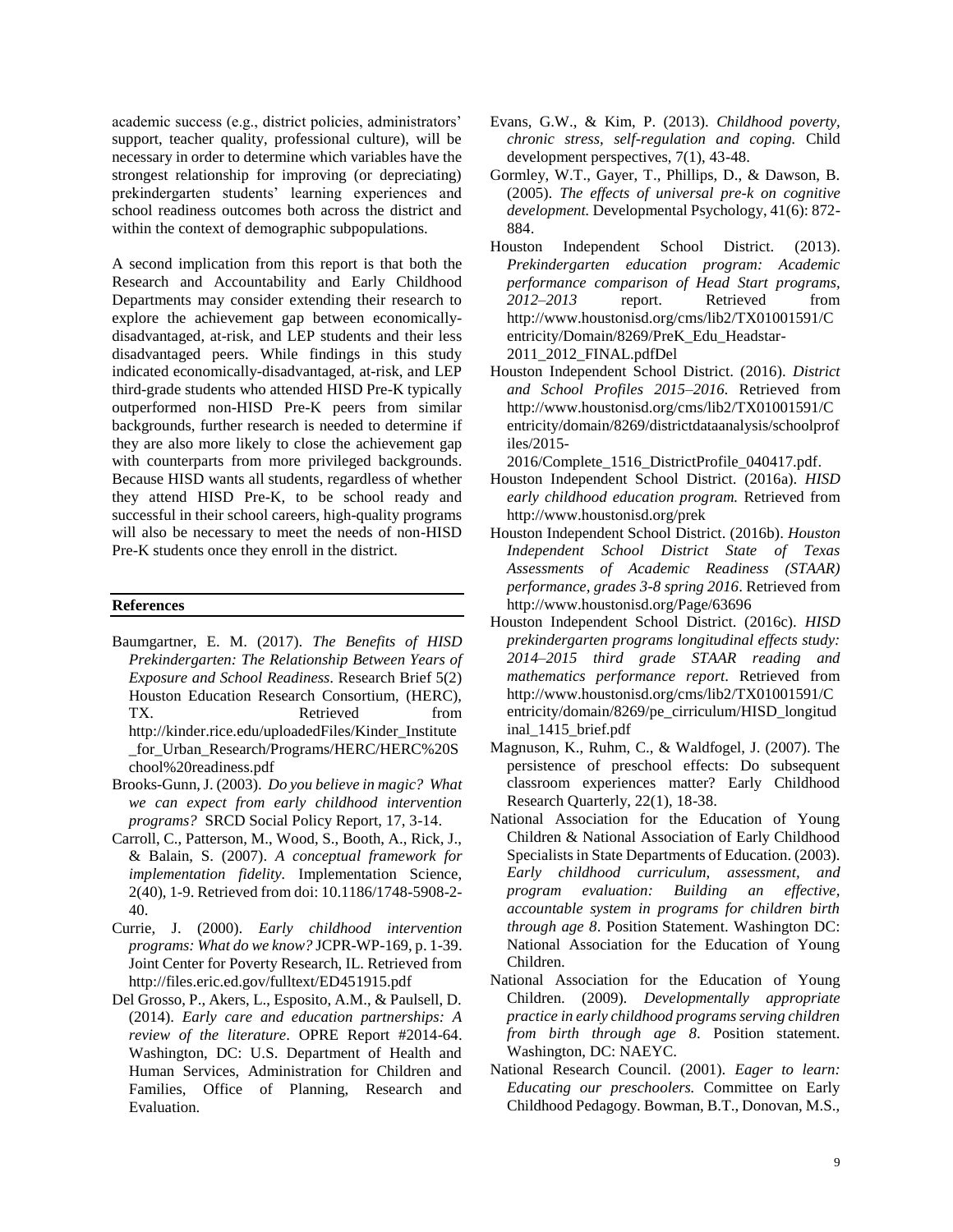academic success (e.g., district policies, administrators' support, teacher quality, professional culture), will be necessary in order to determine which variables have the strongest relationship for improving (or depreciating) prekindergarten students' learning experiences and school readiness outcomes both across the district and within the context of demographic subpopulations.

A second implication from this report is that both the Research and Accountability and Early Childhood Departments may consider extending their research to explore the achievement gap between economically-disadvantaged, at-risk, and LEP students and their less disadvantaged peers. While findings in this study indicated economically-disadvantaged, at-risk, and LEP third-grade students who attended HISD Pre-K typically outperformed non-HISD Pre-K peers from similar backgrounds, further research is needed to determine if they are also more likely to close the achievement gap with counterparts from more privileged backgrounds. Because HISD wants all students, regardless of whether they attend HISD Pre-K, to be school ready and successful in their school careers, high-quality programs will also be necessary to meet the needs of non-HISD Pre-K students once they enroll in the district.

## References

Baumgartner, E. M. (2017). *The Benefits of HISD Prekindergarten: The Relationship Between Years of Exposure and School Readiness*. Research Brief 5(2) Houston Education Research Consortium, (HERC), TX. Retrieved from http://kinder.rice.edu/uploadedFiles/Kinder_Institute_for_Urban_Research/Programs/HERC/HERC%20School%20readiness.pdf

Brooks-Gunn, J. (2003). *Do you believe in magic? What we can expect from early childhood intervention programs?* SRCD Social Policy Report, 17, 3-14.

Carroll, C., Patterson, M., Wood, S., Booth, A., Rick, J., & Balain, S. (2007). *A conceptual framework for implementation fidelity.* Implementation Science, 2(40), 1-9. Retrieved from doi: 10.1186/1748-5908-2-40.

Currie, J. (2000). *Early childhood intervention programs: What do we know?* JCPR-WP-169, p. 1-39. Joint Center for Poverty Research, IL. Retrieved from http://files.eric.ed.gov/fulltext/ED451915.pdf

Del Grosso, P., Akers, L., Esposito, A.M., & Paulsell, D. (2014). *Early care and education partnerships: A review of the literature*. OPRE Report #2014-64. Washington, DC: U.S. Department of Health and Human Services, Administration for Children and Families, Office of Planning, Research and Evaluation.

Evans, G.W., & Kim, P. (2013). *Childhood poverty, chronic stress, self-regulation and coping.* Child development perspectives, 7(1), 43-48.

Gormley, W.T., Gayer, T., Phillips, D., & Dawson, B. (2005). *The effects of universal pre-k on cognitive development.* Developmental Psychology, 41(6): 872-884.

Houston Independent School District. (2013). *Prekindergarten education program: Academic performance comparison of Head Start programs, 2012–2013* report. Retrieved from http://www.houstonisd.org/cms/lib2/TX01001591/Centricity/Domain/8269/PreK_Edu_Headstar-2011_2012_FINAL.pdfDel

Houston Independent School District. (2016). *District and School Profiles 2015–2016*. Retrieved from http://www.houstonisd.org/cms/lib2/TX01001591/Centricity/domain/8269/districtdataanalysis/schoolprofiles/2015-2016/Complete_1516_DistrictProfile_040417.pdf.

Houston Independent School District. (2016a). *HISD early childhood education program.* Retrieved from http://www.houstonisd.org/prek

Houston Independent School District. (2016b). *Houston Independent School District State of Texas Assessments of Academic Readiness (STAAR) performance, grades 3-8 spring 2016*. Retrieved from http://www.houstonisd.org/Page/63696

Houston Independent School District. (2016c). *HISD prekindergarten programs longitudinal effects study: 2014–2015 third grade STAAR reading and mathematics performance report*. Retrieved from http://www.houstonisd.org/cms/lib2/TX01001591/Centricity/domain/8269/pe_cirriculum/HISD_longitudinal_1415_brief.pdf

Magnuson, K., Ruhm, C., & Waldfogel, J. (2007). The persistence of preschool effects: Do subsequent classroom experiences matter? Early Childhood Research Quarterly, 22(1), 18-38.

National Association for the Education of Young Children & National Association of Early Childhood Specialists in State Departments of Education. (2003). *Early childhood curriculum, assessment, and program evaluation: Building an effective, accountable system in programs for children birth through age 8*. Position Statement. Washington DC: National Association for the Education of Young Children.

National Association for the Education of Young Children. (2009). *Developmentally appropriate practice in early childhood programs serving children from birth through age 8*. Position statement. Washington, DC: NAEYC.

National Research Council. (2001). *Eager to learn: Educating our preschoolers.* Committee on Early Childhood Pedagogy. Bowman, B.T., Donovan, M.S.,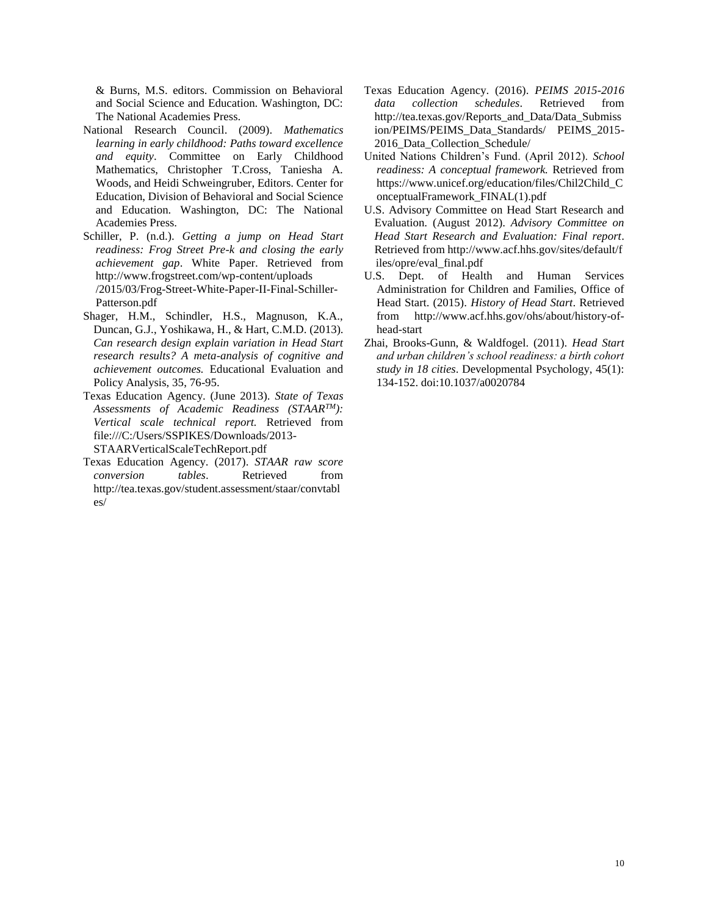& Burns, M.S. editors. Commission on Behavioral and Social Science and Education. Washington, DC: The National Academies Press.

National Research Council. (2009). *Mathematics learning in early childhood: Paths toward excellence and equity*. Committee on Early Childhood Mathematics, Christopher T.Cross, Taniesha A. Woods, and Heidi Schweingruber, Editors. Center for Education, Division of Behavioral and Social Science and Education. Washington, DC: The National Academies Press.

Schiller, P. (n.d.). *Getting a jump on Head Start readiness: Frog Street Pre-k and closing the early achievement gap*. White Paper. Retrieved from http://www.frogstreet.com/wp-content/uploads /2015/03/Frog-Street-White-Paper-II-Final-Schiller-Patterson.pdf

Shager, H.M., Schindler, H.S., Magnuson, K.A., Duncan, G.J., Yoshikawa, H., & Hart, C.M.D. (2013). *Can research design explain variation in Head Start research results? A meta-analysis of cognitive and achievement outcomes.* Educational Evaluation and Policy Analysis, 35, 76-95.

Texas Education Agency. (June 2013). *State of Texas Assessments of Academic Readiness (STAAR™): Vertical scale technical report.* Retrieved from file:///C:/Users/SSPIKES/Downloads/2013-STAARVerticalScaleTechReport.pdf

Texas Education Agency. (2017). *STAAR raw score conversion tables*. Retrieved from http://tea.texas.gov/student.assessment/staar/convtables/

Texas Education Agency. (2016). *PEIMS 2015-2016 data collection schedules*. Retrieved from http://tea.texas.gov/Reports_and_Data/Data_Submission/PEIMS/PEIMS_Data_Standards/ PEIMS_2015-2016_Data_Collection_Schedule/

United Nations Children's Fund. (April 2012). *School readiness: A conceptual framework.* Retrieved from https://www.unicef.org/education/files/Chil2Child_ConceptualFramework_FINAL(1).pdf

U.S. Advisory Committee on Head Start Research and Evaluation. (August 2012). *Advisory Committee on Head Start Research and Evaluation: Final report*. Retrieved from http://www.acf.hhs.gov/sites/default/files/opre/eval_final.pdf

U.S. Dept. of Health and Human Services Administration for Children and Families, Office of Head Start. (2015). *History of Head Start*. Retrieved from http://www.acf.hhs.gov/ohs/about/history-of-head-start

Zhai, Brooks-Gunn, & Waldfogel. (2011). *Head Start and urban children's school readiness: a birth cohort study in 18 cities*. Developmental Psychology, 45(1): 134-152. doi:10.1037/a0020784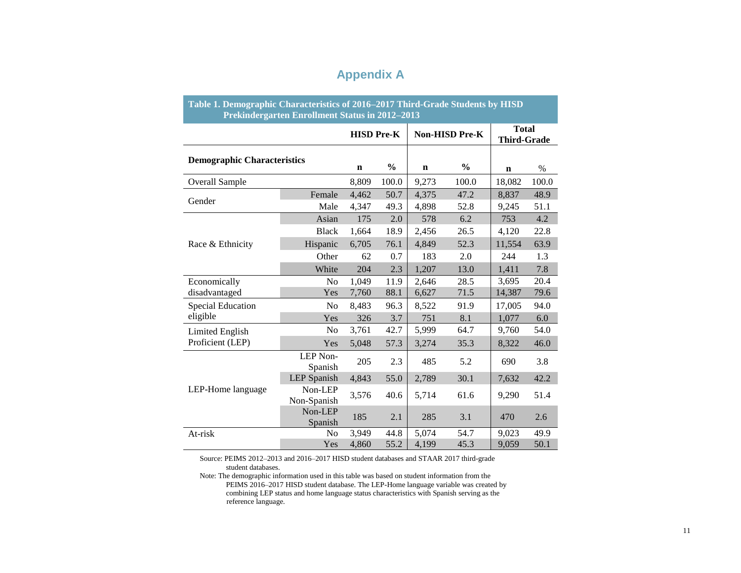# Appendix A

**Table 1. Demographic Characteristics of 2016–2017 Third-Grade Students by HISD Prekindergarten Enrollment Status in 2012–2013**

| Demographic Characteristics | | HISD Pre-K | | Non-HISD Pre-K | | Total Third-Grade | |
|---|---|---|---|---|---|---|---|
| | | n | % | n | % | n | % |
| Overall Sample | | 8,809 | 100.0 | 9,273 | 100.0 | 18,082 | 100.0 |
| Gender | Female | 4,462 | 50.7 | 4,375 | 47.2 | 8,837 | 48.9 |
| | Male | 4,347 | 49.3 | 4,898 | 52.8 | 9,245 | 51.1 |
| Race & Ethnicity | Asian | 175 | 2.0 | 578 | 6.2 | 753 | 4.2 |
| | Black | 1,664 | 18.9 | 2,456 | 26.5 | 4,120 | 22.8 |
| | Hispanic | 6,705 | 76.1 | 4,849 | 52.3 | 11,554 | 63.9 |
| | Other | 62 | 0.7 | 183 | 2.0 | 244 | 1.3 |
| | White | 204 | 2.3 | 1,207 | 13.0 | 1,411 | 7.8 |
| Economically disadvantaged | No | 1,049 | 11.9 | 2,646 | 28.5 | 3,695 | 20.4 |
| | Yes | 7,760 | 88.1 | 6,627 | 71.5 | 14,387 | 79.6 |
| Special Education eligible | No | 8,483 | 96.3 | 8,522 | 91.9 | 17,005 | 94.0 |
| | Yes | 326 | 3.7 | 751 | 8.1 | 1,077 | 6.0 |
| Limited English Proficient (LEP) | No | 3,761 | 42.7 | 5,999 | 64.7 | 9,760 | 54.0 |
| | Yes | 5,048 | 57.3 | 3,274 | 35.3 | 8,322 | 46.0 |
| LEP-Home language | LEP Non-Spanish | 205 | 2.3 | 485 | 5.2 | 690 | 3.8 |
| | LEP Spanish | 4,843 | 55.0 | 2,789 | 30.1 | 7,632 | 42.2 |
| | Non-LEP Non-Spanish | 3,576 | 40.6 | 5,714 | 61.6 | 9,290 | 51.4 |
| | Non-LEP Spanish | 185 | 2.1 | 285 | 3.1 | 470 | 2.6 |
| At-risk | No | 3,949 | 44.8 | 5,074 | 54.7 | 9,023 | 49.9 |
| | Yes | 4,860 | 55.2 | 4,199 | 45.3 | 9,059 | 50.1 |

Source: PEIMS 2012–2013 and 2016–2017 HISD student databases and STAAR 2017 third-grade student databases.

Note: The demographic information used in this table was based on student information from the PEIMS 2016–2017 HISD student database. The LEP-Home language variable was created by combining LEP status and home language status characteristics with Spanish serving as the reference language.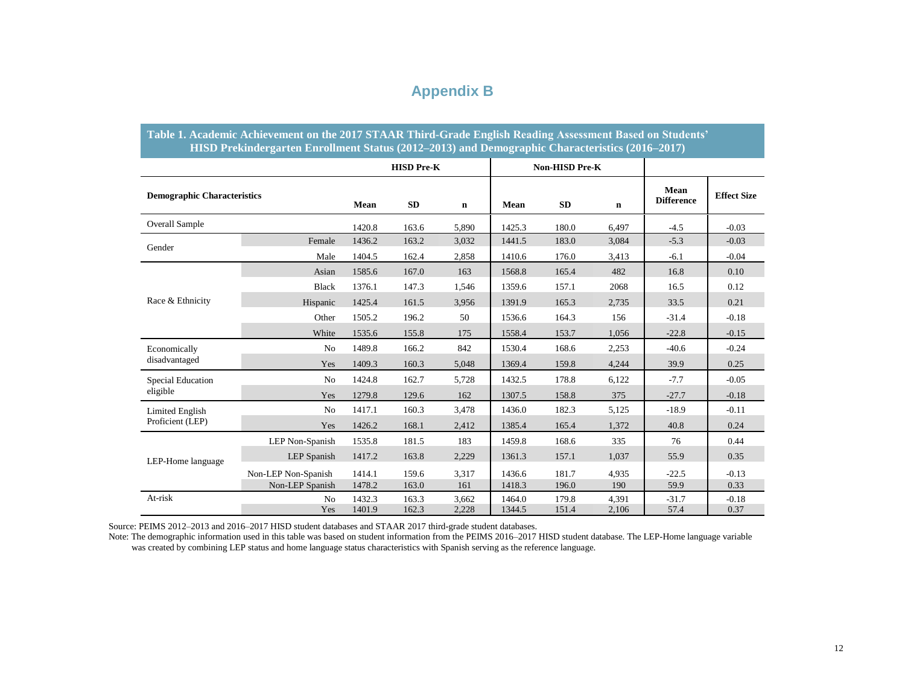# Appendix B

**Table 1. Academic Achievement on the 2017 STAAR Third-Grade English Reading Assessment Based on Students' HISD Prekindergarten Enrollment Status (2012–2013) and Demographic Characteristics (2016–2017)**

| Demographic Characteristics | | HISD Pre-K | | | Non-HISD Pre-K | | | Mean Difference | Effect Size |
|---|---|---|---|---|---|---|---|---|---|
| | | Mean | SD | n | Mean | SD | n | | |
| Overall Sample | | 1420.8 | 163.6 | 5,890 | 1425.3 | 180.0 | 6,497 | -4.5 | -0.03 |
| Gender | Female | 1436.2 | 163.2 | 3,032 | 1441.5 | 183.0 | 3,084 | -5.3 | -0.03 |
| | Male | 1404.5 | 162.4 | 2,858 | 1410.6 | 176.0 | 3,413 | -6.1 | -0.04 |
| Race & Ethnicity | Asian | 1585.6 | 167.0 | 163 | 1568.8 | 165.4 | 482 | 16.8 | 0.10 |
| | Black | 1376.1 | 147.3 | 1,546 | 1359.6 | 157.1 | 2068 | 16.5 | 0.12 |
| | Hispanic | 1425.4 | 161.5 | 3,956 | 1391.9 | 165.3 | 2,735 | 33.5 | 0.21 |
| | Other | 1505.2 | 196.2 | 50 | 1536.6 | 164.3 | 156 | -31.4 | -0.18 |
| | White | 1535.6 | 155.8 | 175 | 1558.4 | 153.7 | 1,056 | -22.8 | -0.15 |
| Economically disadvantaged | No | 1489.8 | 166.2 | 842 | 1530.4 | 168.6 | 2,253 | -40.6 | -0.24 |
| | Yes | 1409.3 | 160.3 | 5,048 | 1369.4 | 159.8 | 4,244 | 39.9 | 0.25 |
| Special Education eligible | No | 1424.8 | 162.7 | 5,728 | 1432.5 | 178.8 | 6,122 | -7.7 | -0.05 |
| | Yes | 1279.8 | 129.6 | 162 | 1307.5 | 158.8 | 375 | -27.7 | -0.18 |
| Limited English Proficient (LEP) | No | 1417.1 | 160.3 | 3,478 | 1436.0 | 182.3 | 5,125 | -18.9 | -0.11 |
| | Yes | 1426.2 | 168.1 | 2,412 | 1385.4 | 165.4 | 1,372 | 40.8 | 0.24 |
| LEP-Home language | LEP Non-Spanish | 1535.8 | 181.5 | 183 | 1459.8 | 168.6 | 335 | 76 | 0.44 |
| | LEP Spanish | 1417.2 | 163.8 | 2,229 | 1361.3 | 157.1 | 1,037 | 55.9 | 0.35 |
| | Non-LEP Non-Spanish | 1414.1 | 159.6 | 3,317 | 1436.6 | 181.7 | 4,935 | -22.5 | -0.13 |
| | Non-LEP Spanish | 1478.2 | 163.0 | 161 | 1418.3 | 196.0 | 190 | 59.9 | 0.33 |
| At-risk | No | 1432.3 | 163.3 | 3,662 | 1464.0 | 179.8 | 4,391 | -31.7 | -0.18 |
| | Yes | 1401.9 | 162.3 | 2,228 | 1344.5 | 151.4 | 2,106 | 57.4 | 0.37 |

Source: PEIMS 2012–2013 and 2016–2017 HISD student databases and STAAR 2017 third-grade student databases.

Note: The demographic information used in this table was based on student information from the PEIMS 2016–2017 HISD student database. The LEP-Home language variable was created by combining LEP status and home language status characteristics with Spanish serving as the reference language.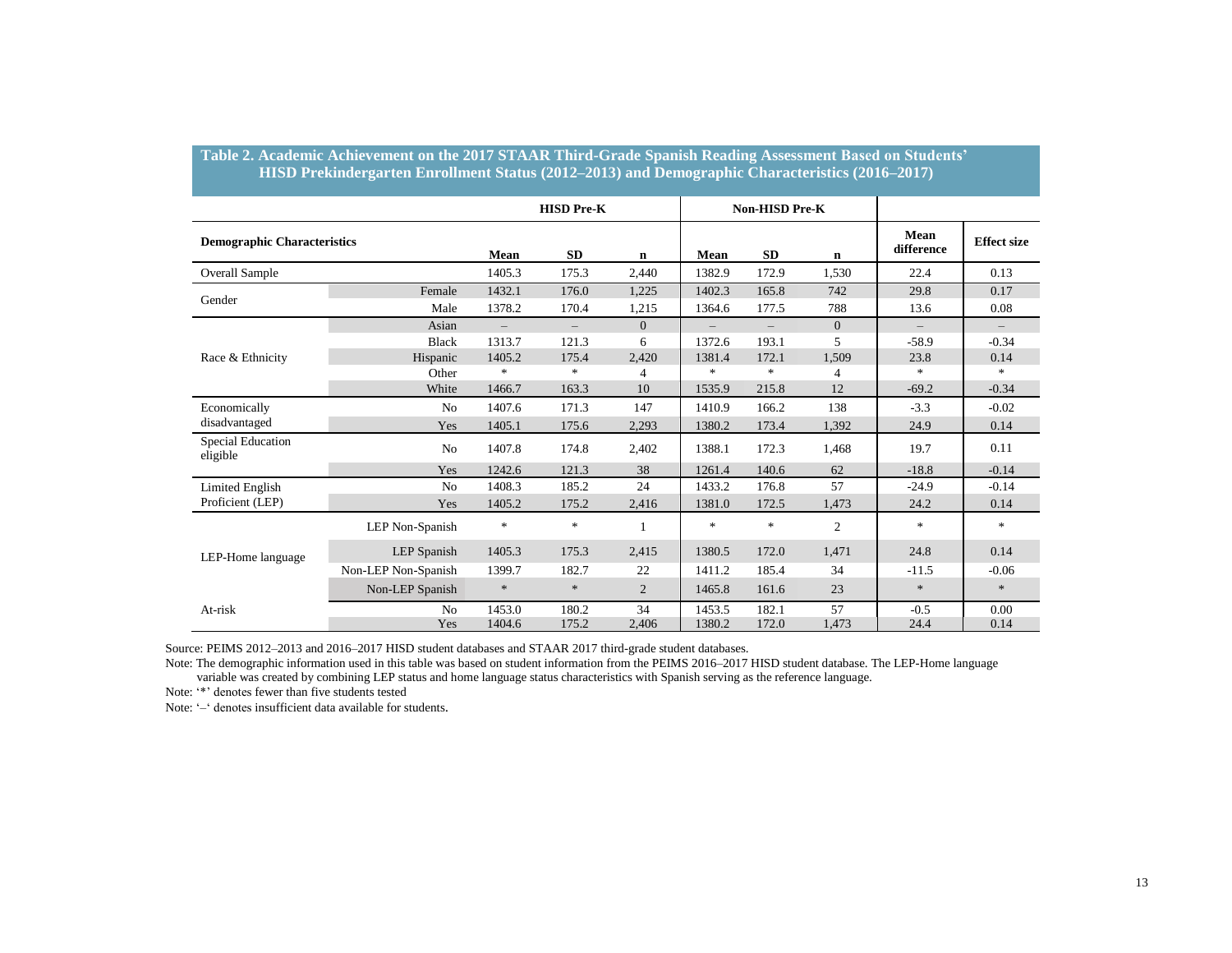**Table 2. Academic Achievement on the 2017 STAAR Third-Grade Spanish Reading Assessment Based on Students' HISD Prekindergarten Enrollment Status (2012–2013) and Demographic Characteristics (2016–2017)**

| Demographic Characteristics | | HISD Pre-K | | | Non-HISD Pre-K | | | | |
|---|---|---|---|---|---|---|---|---|---|
| | | Mean | SD | n | Mean | SD | n | Mean difference | Effect size |
| Overall Sample | | 1405.3 | 175.3 | 2,440 | 1382.9 | 172.9 | 1,530 | 22.4 | 0.13 |
| Gender | Female | 1432.1 | 176.0 | 1,225 | 1402.3 | 165.8 | 742 | 29.8 | 0.17 |
| | Male | 1378.2 | 170.4 | 1,215 | 1364.6 | 177.5 | 788 | 13.6 | 0.08 |
| Race & Ethnicity | Asian | – | – | 0 | – | – | 0 | – | – |
| | Black | 1313.7 | 121.3 | 6 | 1372.6 | 193.1 | 5 | -58.9 | -0.34 |
| | Hispanic | 1405.2 | 175.4 | 2,420 | 1381.4 | 172.1 | 1,509 | 23.8 | 0.14 |
| | Other | * | * | 4 | * | * | 4 | * | * |
| | White | 1466.7 | 163.3 | 10 | 1535.9 | 215.8 | 12 | -69.2 | -0.34 |
| Economically disadvantaged | No | 1407.6 | 171.3 | 147 | 1410.9 | 166.2 | 138 | -3.3 | -0.02 |
| | Yes | 1405.1 | 175.6 | 2,293 | 1380.2 | 173.4 | 1,392 | 24.9 | 0.14 |
| Special Education eligible | No | 1407.8 | 174.8 | 2,402 | 1388.1 | 172.3 | 1,468 | 19.7 | 0.11 |
| | Yes | 1242.6 | 121.3 | 38 | 1261.4 | 140.6 | 62 | -18.8 | -0.14 |
| Limited English Proficient (LEP) | No | 1408.3 | 185.2 | 24 | 1433.2 | 176.8 | 57 | -24.9 | -0.14 |
| | Yes | 1405.2 | 175.2 | 2,416 | 1381.0 | 172.5 | 1,473 | 24.2 | 0.14 |
| LEP-Home language | LEP Non-Spanish | * | * | 1 | * | * | 2 | * | * |
| | LEP Spanish | 1405.3 | 175.3 | 2,415 | 1380.5 | 172.0 | 1,471 | 24.8 | 0.14 |
| | Non-LEP Non-Spanish | 1399.7 | 182.7 | 22 | 1411.2 | 185.4 | 34 | -11.5 | -0.06 |
| | Non-LEP Spanish | * | * | 2 | 1465.8 | 161.6 | 23 | * | * |
| At-risk | No | 1453.0 | 180.2 | 34 | 1453.5 | 182.1 | 57 | -0.5 | 0.00 |
| | Yes | 1404.6 | 175.2 | 2,406 | 1380.2 | 172.0 | 1,473 | 24.4 | 0.14 |

Source: PEIMS 2012–2013 and 2016–2017 HISD student databases and STAAR 2017 third-grade student databases.

Note: The demographic information used in this table was based on student information from the PEIMS 2016–2017 HISD student database. The LEP-Home language variable was created by combining LEP status and home language status characteristics with Spanish serving as the reference language.

Note: '*' denotes fewer than five students tested

Note: '–' denotes insufficient data available for students.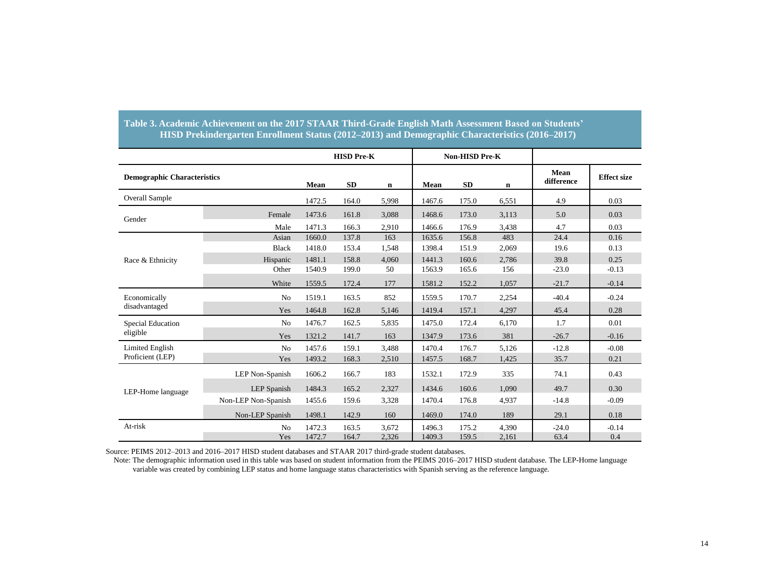**Table 3. Academic Achievement on the 2017 STAAR Third-Grade English Math Assessment Based on Students' HISD Prekindergarten Enrollment Status (2012–2013) and Demographic Characteristics (2016–2017)**

| Demographic Characteristics | | HISD Pre-K | | | Non-HISD Pre-K | | | | |
|---|---|---|---|---|---|---|---|---|---|
| | | Mean | SD | n | Mean | SD | n | Mean difference | Effect size |
| Overall Sample | | 1472.5 | 164.0 | 5,998 | 1467.6 | 175.0 | 6,551 | 4.9 | 0.03 |
| Gender | Female | 1473.6 | 161.8 | 3,088 | 1468.6 | 173.0 | 3,113 | 5.0 | 0.03 |
| | Male | 1471.3 | 166.3 | 2,910 | 1466.6 | 176.9 | 3,438 | 4.7 | 0.03 |
| Race & Ethnicity | Asian | 1660.0 | 137.8 | 163 | 1635.6 | 156.8 | 483 | 24.4 | 0.16 |
| | Black | 1418.0 | 153.4 | 1,548 | 1398.4 | 151.9 | 2,069 | 19.6 | 0.13 |
| | Hispanic | 1481.1 | 158.8 | 4,060 | 1441.3 | 160.6 | 2,786 | 39.8 | 0.25 |
| | Other | 1540.9 | 199.0 | 50 | 1563.9 | 165.6 | 156 | -23.0 | -0.13 |
| | White | 1559.5 | 172.4 | 177 | 1581.2 | 152.2 | 1,057 | -21.7 | -0.14 |
| Economically disadvantaged | No | 1519.1 | 163.5 | 852 | 1559.5 | 170.7 | 2,254 | -40.4 | -0.24 |
| | Yes | 1464.8 | 162.8 | 5,146 | 1419.4 | 157.1 | 4,297 | 45.4 | 0.28 |
| Special Education eligible | No | 1476.7 | 162.5 | 5,835 | 1475.0 | 172.4 | 6,170 | 1.7 | 0.01 |
| | Yes | 1321.2 | 141.7 | 163 | 1347.9 | 173.6 | 381 | -26.7 | -0.16 |
| Limited English Proficient (LEP) | No | 1457.6 | 159.1 | 3,488 | 1470.4 | 176.7 | 5,126 | -12.8 | -0.08 |
| | Yes | 1493.2 | 168.3 | 2,510 | 1457.5 | 168.7 | 1,425 | 35.7 | 0.21 |
| LEP-Home language | LEP Non-Spanish | 1606.2 | 166.7 | 183 | 1532.1 | 172.9 | 335 | 74.1 | 0.43 |
| | LEP Spanish | 1484.3 | 165.2 | 2,327 | 1434.6 | 160.6 | 1,090 | 49.7 | 0.30 |
| | Non-LEP Non-Spanish | 1455.6 | 159.6 | 3,328 | 1470.4 | 176.8 | 4,937 | -14.8 | -0.09 |
| | Non-LEP Spanish | 1498.1 | 142.9 | 160 | 1469.0 | 174.0 | 189 | 29.1 | 0.18 |
| At-risk | No | 1472.3 | 163.5 | 3,672 | 1496.3 | 175.2 | 4,390 | -24.0 | -0.14 |
| | Yes | 1472.7 | 164.7 | 2,326 | 1409.3 | 159.5 | 2,161 | 63.4 | 0.4 |

Source: PEIMS 2012–2013 and 2016–2017 HISD student databases and STAAR 2017 third-grade student databases.

Note: The demographic information used in this table was based on student information from the PEIMS 2016–2017 HISD student database. The LEP-Home language variable was created by combining LEP status and home language status characteristics with Spanish serving as the reference language.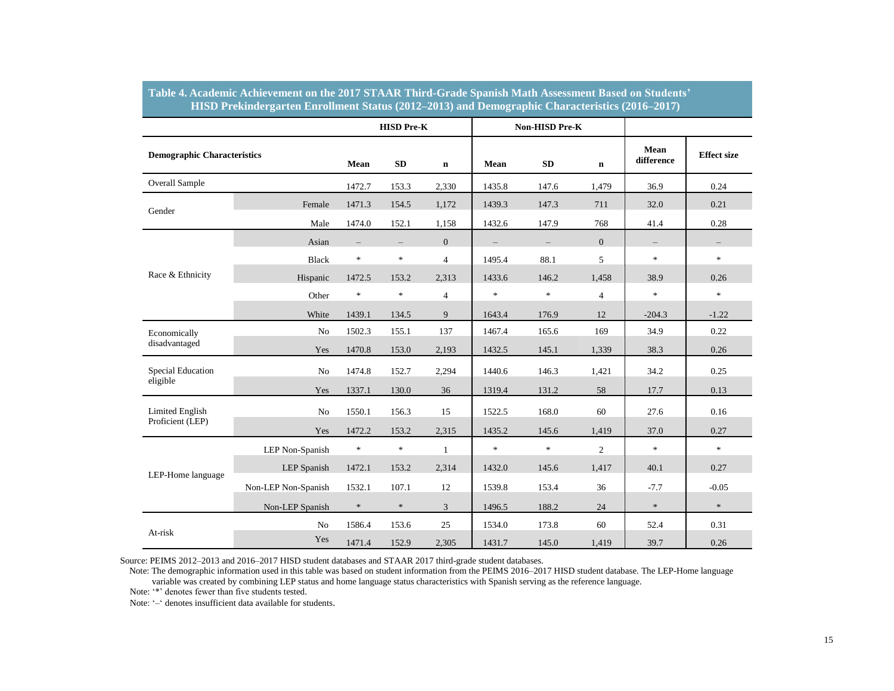**Table 4. Academic Achievement on the 2017 STAAR Third-Grade Spanish Math Assessment Based on Students' HISD Prekindergarten Enrollment Status (2012–2013) and Demographic Characteristics (2016–2017)**

| Demographic Characteristics | | HISD Pre-K | | | Non-HISD Pre-K | | | | |
|---|---|---|---|---|---|---|---|---|---|
| | | Mean | SD | n | Mean | SD | n | Mean difference | Effect size |
| Overall Sample | | 1472.7 | 153.3 | 2,330 | 1435.8 | 147.6 | 1,479 | 36.9 | 0.24 |
| Gender | Female | 1471.3 | 154.5 | 1,172 | 1439.3 | 147.3 | 711 | 32.0 | 0.21 |
| | Male | 1474.0 | 152.1 | 1,158 | 1432.6 | 147.9 | 768 | 41.4 | 0.28 |
| Race & Ethnicity | Asian | – | – | 0 | – | – | 0 | – | – |
| | Black | * | * | 4 | 1495.4 | 88.1 | 5 | * | * |
| | Hispanic | 1472.5 | 153.2 | 2,313 | 1433.6 | 146.2 | 1,458 | 38.9 | 0.26 |
| | Other | * | * | 4 | * | * | 4 | * | * |
| | White | 1439.1 | 134.5 | 9 | 1643.4 | 176.9 | 12 | -204.3 | -1.22 |
| Economically disadvantaged | No | 1502.3 | 155.1 | 137 | 1467.4 | 165.6 | 169 | 34.9 | 0.22 |
| | Yes | 1470.8 | 153.0 | 2,193 | 1432.5 | 145.1 | 1,339 | 38.3 | 0.26 |
| Special Education eligible | No | 1474.8 | 152.7 | 2,294 | 1440.6 | 146.3 | 1,421 | 34.2 | 0.25 |
| | Yes | 1337.1 | 130.0 | 36 | 1319.4 | 131.2 | 58 | 17.7 | 0.13 |
| Limited English Proficient (LEP) | No | 1550.1 | 156.3 | 15 | 1522.5 | 168.0 | 60 | 27.6 | 0.16 |
| | Yes | 1472.2 | 153.2 | 2,315 | 1435.2 | 145.6 | 1,419 | 37.0 | 0.27 |
| LEP-Home language | LEP Non-Spanish | * | * | 1 | * | * | 2 | * | * |
| | LEP Spanish | 1472.1 | 153.2 | 2,314 | 1432.0 | 145.6 | 1,417 | 40.1 | 0.27 |
| | Non-LEP Non-Spanish | 1532.1 | 107.1 | 12 | 1539.8 | 153.4 | 36 | -7.7 | -0.05 |
| | Non-LEP Spanish | * | * | 3 | 1496.5 | 188.2 | 24 | * | * |
| At-risk | No | 1586.4 | 153.6 | 25 | 1534.0 | 173.8 | 60 | 52.4 | 0.31 |
| | Yes | 1471.4 | 152.9 | 2,305 | 1431.7 | 145.0 | 1,419 | 39.7 | 0.26 |

Source: PEIMS 2012–2013 and 2016–2017 HISD student databases and STAAR 2017 third-grade student databases.

Note: The demographic information used in this table was based on student information from the PEIMS 2016–2017 HISD student database. The LEP-Home language variable was created by combining LEP status and home language status characteristics with Spanish serving as the reference language.

Note: '*' denotes fewer than five students tested.

Note: '–' denotes insufficient data available for students.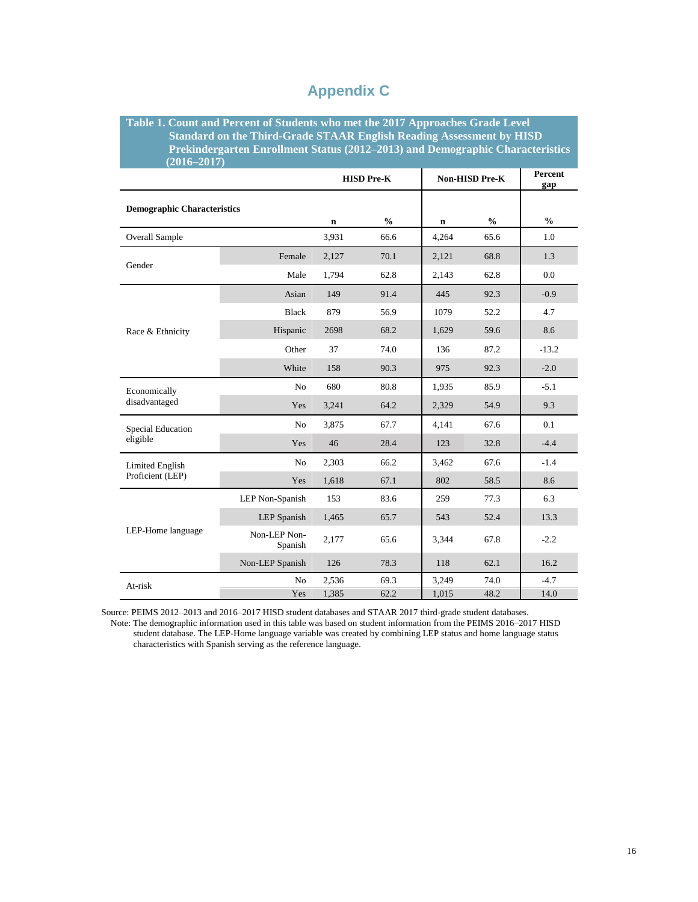# Appendix C

**Table 1. Count and Percent of Students who met the 2017 Approaches Grade Level Standard on the Third-Grade STAAR English Reading Assessment by HISD Prekindergarten Enrollment Status (2012–2013) and Demographic Characteristics (2016–2017)**

| Demographic Characteristics | | HISD Pre-K n | HISD Pre-K % | Non-HISD Pre-K n | Non-HISD Pre-K % | Percent gap % |
|---|---|---|---|---|---|---|
| Overall Sample | | 3,931 | 66.6 | 4,264 | 65.6 | 1.0 |
| Gender | Female | 2,127 | 70.1 | 2,121 | 68.8 | 1.3 |
| | Male | 1,794 | 62.8 | 2,143 | 62.8 | 0.0 |
| Race & Ethnicity | Asian | 149 | 91.4 | 445 | 92.3 | -0.9 |
| | Black | 879 | 56.9 | 1079 | 52.2 | 4.7 |
| | Hispanic | 2698 | 68.2 | 1,629 | 59.6 | 8.6 |
| | Other | 37 | 74.0 | 136 | 87.2 | -13.2 |
| | White | 158 | 90.3 | 975 | 92.3 | -2.0 |
| Economically disadvantaged | No | 680 | 80.8 | 1,935 | 85.9 | -5.1 |
| | Yes | 3,241 | 64.2 | 2,329 | 54.9 | 9.3 |
| Special Education eligible | No | 3,875 | 67.7 | 4,141 | 67.6 | 0.1 |
| | Yes | 46 | 28.4 | 123 | 32.8 | -4.4 |
| Limited English Proficient (LEP) | No | 2,303 | 66.2 | 3,462 | 67.6 | -1.4 |
| | Yes | 1,618 | 67.1 | 802 | 58.5 | 8.6 |
| LEP-Home language | LEP Non-Spanish | 153 | 83.6 | 259 | 77.3 | 6.3 |
| | LEP Spanish | 1,465 | 65.7 | 543 | 52.4 | 13.3 |
| | Non-LEP Non-Spanish | 2,177 | 65.6 | 3,344 | 67.8 | -2.2 |
| | Non-LEP Spanish | 126 | 78.3 | 118 | 62.1 | 16.2 |
| At-risk | No | 2,536 | 69.3 | 3,249 | 74.0 | -4.7 |
| | Yes | 1,385 | 62.2 | 1,015 | 48.2 | 14.0 |

Source: PEIMS 2012–2013 and 2016–2017 HISD student databases and STAAR 2017 third-grade student databases.
Note: The demographic information used in this table was based on student information from the PEIMS 2016–2017 HISD student database. The LEP-Home language variable was created by combining LEP status and home language status characteristics with Spanish serving as the reference language.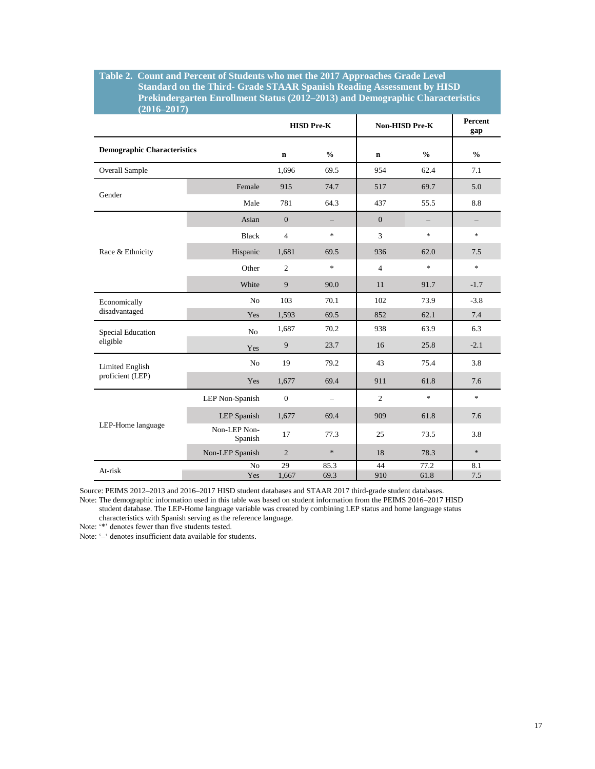**Table 2. Count and Percent of Students who met the 2017 Approaches Grade Level Standard on the Third- Grade STAAR Spanish Reading Assessment by HISD Prekindergarten Enrollment Status (2012–2013) and Demographic Characteristics (2016–2017)**

| | | HISD Pre-K | | Non-HISD Pre-K | | Percent gap |
|---|---|---|---|---|---|---|
| **Demographic Characteristics** | | **n** | **%** | **n** | **%** | **%** |
| Overall Sample | | 1,696 | 69.5 | 954 | 62.4 | 7.1 |
| Gender | Female | 915 | 74.7 | 517 | 69.7 | 5.0 |
| | Male | 781 | 64.3 | 437 | 55.5 | 8.8 |
| Race & Ethnicity | Asian | 0 | – | 0 | – | – |
| | Black | 4 | * | 3 | * | * |
| | Hispanic | 1,681 | 69.5 | 936 | 62.0 | 7.5 |
| | Other | 2 | * | 4 | * | * |
| | White | 9 | 90.0 | 11 | 91.7 | -1.7 |
| Economically disadvantaged | No | 103 | 70.1 | 102 | 73.9 | -3.8 |
| | Yes | 1,593 | 69.5 | 852 | 62.1 | 7.4 |
| Special Education eligible | No | 1,687 | 70.2 | 938 | 63.9 | 6.3 |
| | Yes | 9 | 23.7 | 16 | 25.8 | -2.1 |
| Limited English proficient (LEP) | No | 19 | 79.2 | 43 | 75.4 | 3.8 |
| | Yes | 1,677 | 69.4 | 911 | 61.8 | 7.6 |
| LEP-Home language | LEP Non-Spanish | 0 | – | 2 | * | * |
| | LEP Spanish | 1,677 | 69.4 | 909 | 61.8 | 7.6 |
| | Non-LEP Non-Spanish | 17 | 77.3 | 25 | 73.5 | 3.8 |
| | Non-LEP Spanish | 2 | * | 18 | 78.3 | * |
| At-risk | No | 29 | 85.3 | 44 | 77.2 | 8.1 |
| | Yes | 1,667 | 69.3 | 910 | 61.8 | 7.5 |

Source: PEIMS 2012–2013 and 2016–2017 HISD student databases and STAAR 2017 third-grade student databases.
Note: The demographic information used in this table was based on student information from the PEIMS 2016–2017 HISD student database. The LEP-Home language variable was created by combining LEP status and home language status characteristics with Spanish serving as the reference language.
Note: '*' denotes fewer than five students tested.
Note: '–' denotes insufficient data available for students.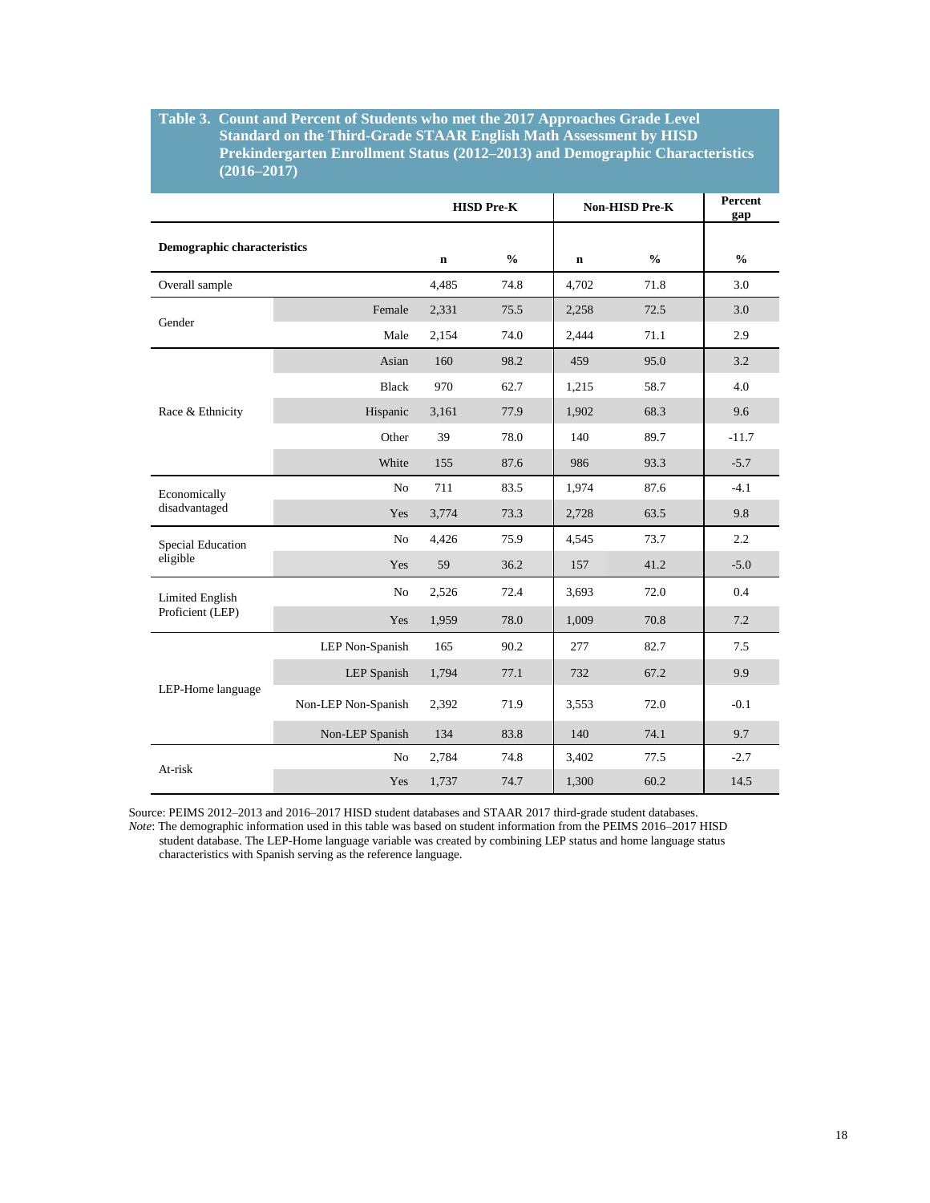**Table 3. Count and Percent of Students who met the 2017 Approaches Grade Level Standard on the Third-Grade STAAR English Math Assessment by HISD Prekindergarten Enrollment Status (2012–2013) and Demographic Characteristics (2016–2017)**

| | | HISD Pre-K | | Non-HISD Pre-K | | Percent gap |
|---|---|---|---|---|---|---|
| **Demographic characteristics** | | **n** | **%** | **n** | **%** | **%** |
| Overall sample | | 4,485 | 74.8 | 4,702 | 71.8 | 3.0 |
| Gender | Female | 2,331 | 75.5 | 2,258 | 72.5 | 3.0 |
| | Male | 2,154 | 74.0 | 2,444 | 71.1 | 2.9 |
| Race & Ethnicity | Asian | 160 | 98.2 | 459 | 95.0 | 3.2 |
| | Black | 970 | 62.7 | 1,215 | 58.7 | 4.0 |
| | Hispanic | 3,161 | 77.9 | 1,902 | 68.3 | 9.6 |
| | Other | 39 | 78.0 | 140 | 89.7 | -11.7 |
| | White | 155 | 87.6 | 986 | 93.3 | -5.7 |
| Economically disadvantaged | No | 711 | 83.5 | 1,974 | 87.6 | -4.1 |
| | Yes | 3,774 | 73.3 | 2,728 | 63.5 | 9.8 |
| Special Education eligible | No | 4,426 | 75.9 | 4,545 | 73.7 | 2.2 |
| | Yes | 59 | 36.2 | 157 | 41.2 | -5.0 |
| Limited English Proficient (LEP) | No | 2,526 | 72.4 | 3,693 | 72.0 | 0.4 |
| | Yes | 1,959 | 78.0 | 1,009 | 70.8 | 7.2 |
| LEP-Home language | LEP Non-Spanish | 165 | 90.2 | 277 | 82.7 | 7.5 |
| | LEP Spanish | 1,794 | 77.1 | 732 | 67.2 | 9.9 |
| | Non-LEP Non-Spanish | 2,392 | 71.9 | 3,553 | 72.0 | -0.1 |
| | Non-LEP Spanish | 134 | 83.8 | 140 | 74.1 | 9.7 |
| At-risk | No | 2,784 | 74.8 | 3,402 | 77.5 | -2.7 |
| | Yes | 1,737 | 74.7 | 1,300 | 60.2 | 14.5 |

Source: PEIMS 2012–2013 and 2016–2017 HISD student databases and STAAR 2017 third-grade student databases.

*Note*: The demographic information used in this table was based on student information from the PEIMS 2016–2017 HISD student database. The LEP-Home language variable was created by combining LEP status and home language status characteristics with Spanish serving as the reference language.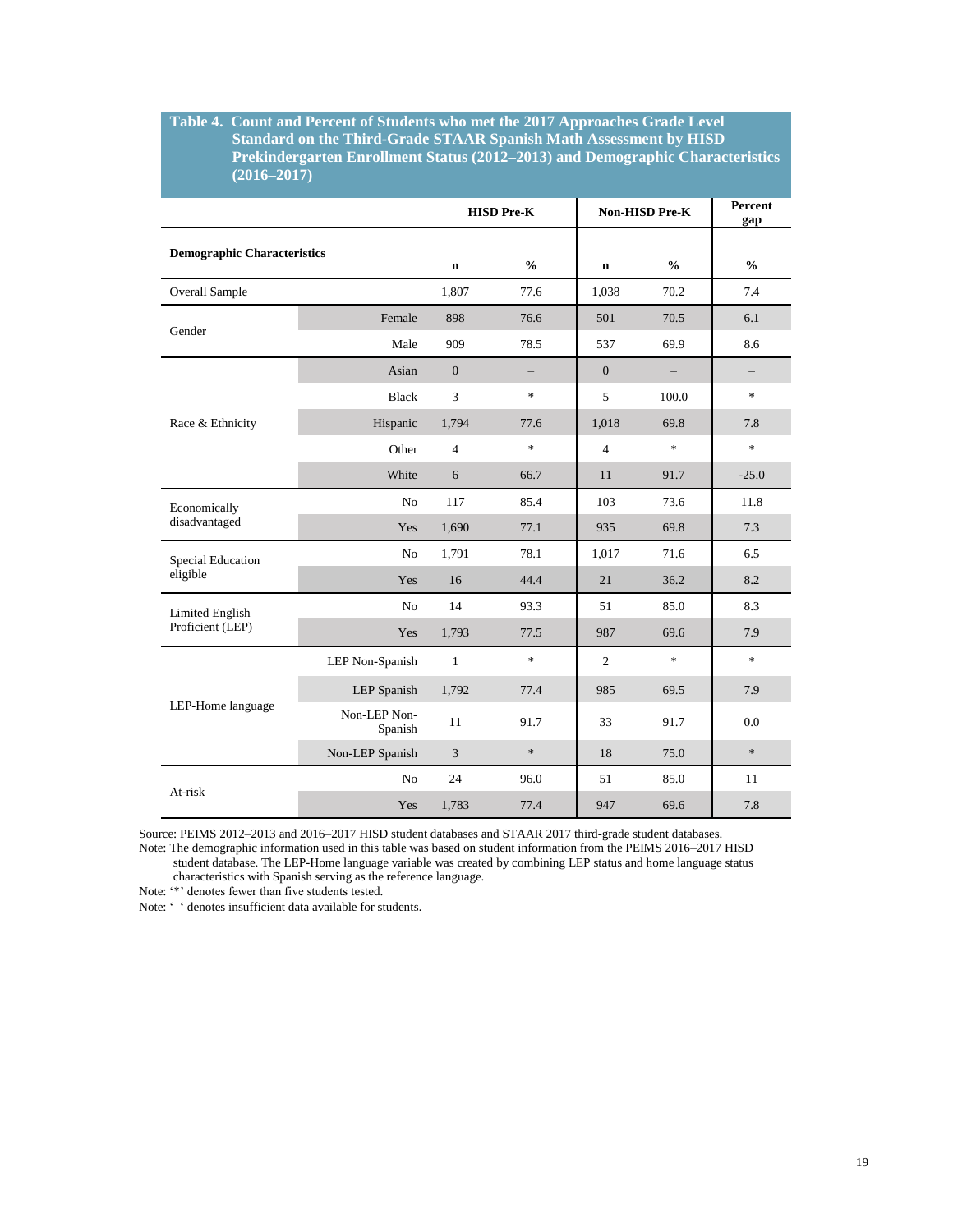**Table 4. Count and Percent of Students who met the 2017 Approaches Grade Level Standard on the Third-Grade STAAR Spanish Math Assessment by HISD Prekindergarten Enrollment Status (2012–2013) and Demographic Characteristics (2016–2017)**

| | | HISD Pre-K | | Non-HISD Pre-K | | Percent gap |
|---|---|---|---|---|---|---|
| **Demographic Characteristics** | | **n** | **%** | **n** | **%** | **%** |
| Overall Sample | | 1,807 | 77.6 | 1,038 | 70.2 | 7.4 |
| Gender | Female | 898 | 76.6 | 501 | 70.5 | 6.1 |
| | Male | 909 | 78.5 | 537 | 69.9 | 8.6 |
| Race & Ethnicity | Asian | 0 | – | 0 | – | – |
| | Black | 3 | * | 5 | 100.0 | * |
| | Hispanic | 1,794 | 77.6 | 1,018 | 69.8 | 7.8 |
| | Other | 4 | * | 4 | * | * |
| | White | 6 | 66.7 | 11 | 91.7 | -25.0 |
| Economically disadvantaged | No | 117 | 85.4 | 103 | 73.6 | 11.8 |
| | Yes | 1,690 | 77.1 | 935 | 69.8 | 7.3 |
| Special Education eligible | No | 1,791 | 78.1 | 1,017 | 71.6 | 6.5 |
| | Yes | 16 | 44.4 | 21 | 36.2 | 8.2 |
| Limited English Proficient (LEP) | No | 14 | 93.3 | 51 | 85.0 | 8.3 |
| | Yes | 1,793 | 77.5 | 987 | 69.6 | 7.9 |
| LEP-Home language | LEP Non-Spanish | 1 | * | 2 | * | * |
| | LEP Spanish | 1,792 | 77.4 | 985 | 69.5 | 7.9 |
| | Non-LEP Non-Spanish | 11 | 91.7 | 33 | 91.7 | 0.0 |
| | Non-LEP Spanish | 3 | * | 18 | 75.0 | * |
| At-risk | No | 24 | 96.0 | 51 | 85.0 | 11 |
| | Yes | 1,783 | 77.4 | 947 | 69.6 | 7.8 |

Source: PEIMS 2012–2013 and 2016–2017 HISD student databases and STAAR 2017 third-grade student databases.

Note: The demographic information used in this table was based on student information from the PEIMS 2016–2017 HISD student database. The LEP-Home language variable was created by combining LEP status and home language status characteristics with Spanish serving as the reference language.

Note: '*' denotes fewer than five students tested.

Note: '–' denotes insufficient data available for students.